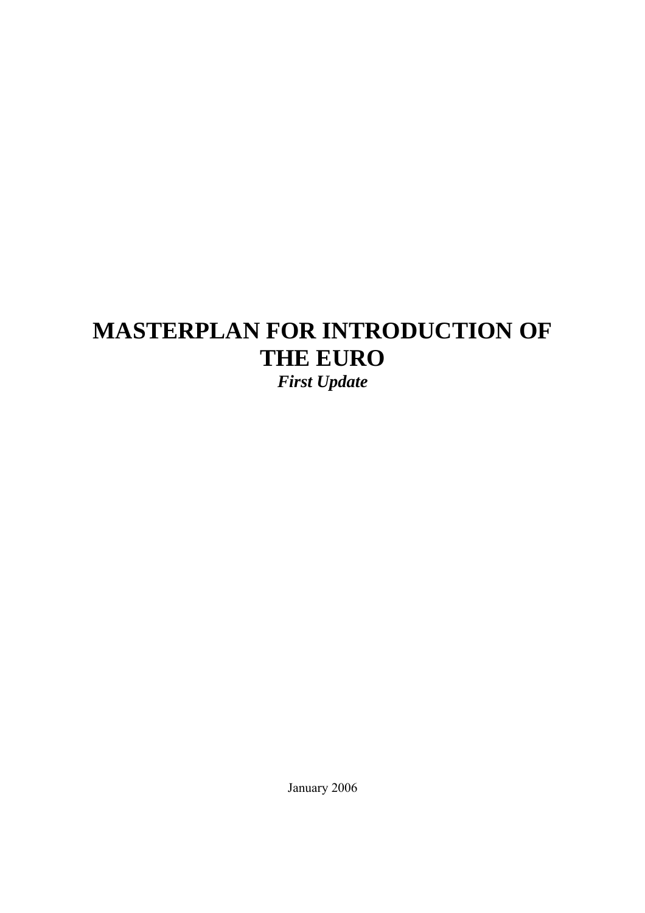# MASTERPLAN FOR INTRODUCTION OF THE EURO

***First Update***

January 2006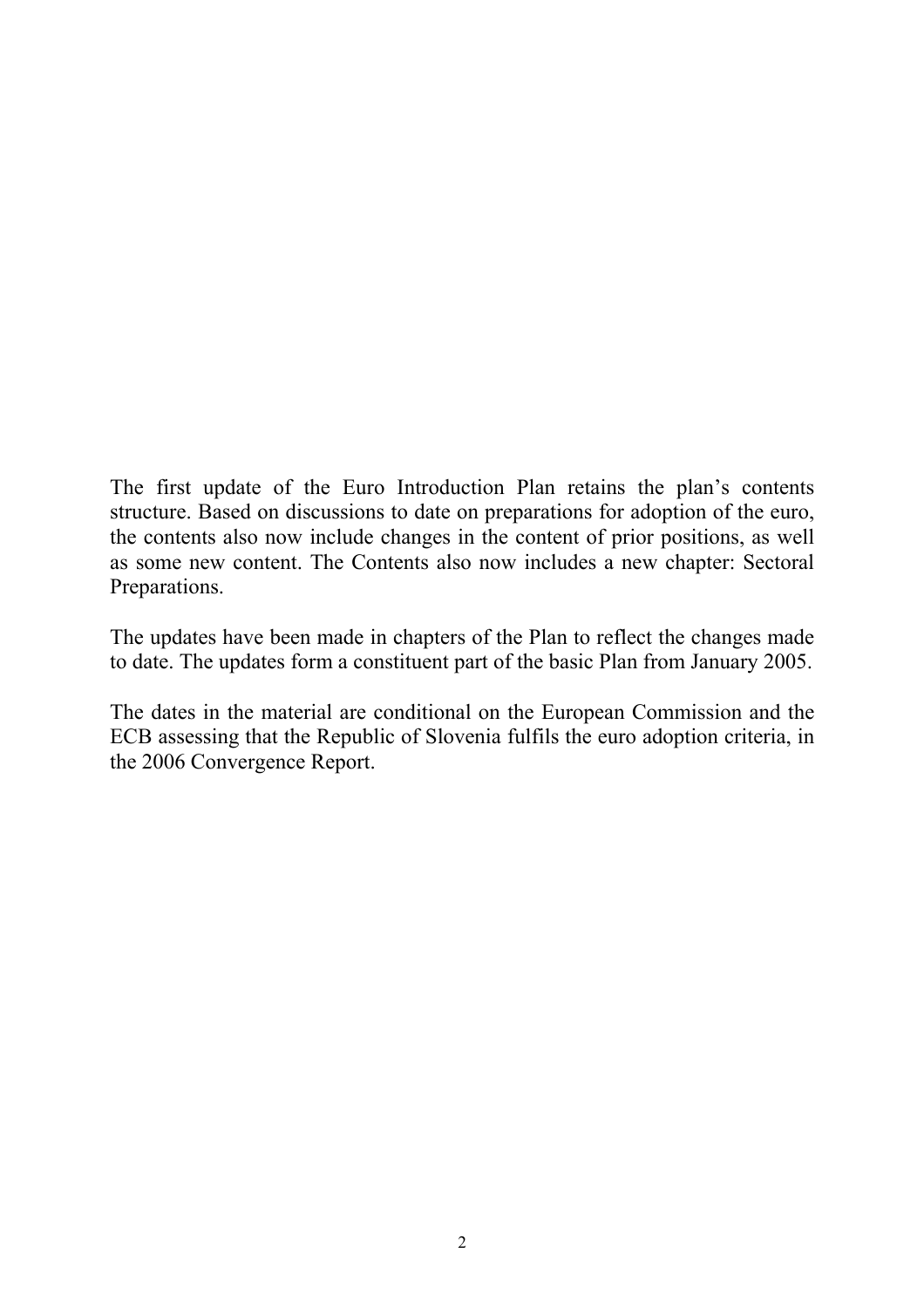The first update of the Euro Introduction Plan retains the plan's contents structure. Based on discussions to date on preparations for adoption of the euro, the contents also now include changes in the content of prior positions, as well as some new content. The Contents also now includes a new chapter: Sectoral Preparations.

The updates have been made in chapters of the Plan to reflect the changes made to date. The updates form a constituent part of the basic Plan from January 2005.

The dates in the material are conditional on the European Commission and the ECB assessing that the Republic of Slovenia fulfils the euro adoption criteria, in the 2006 Convergence Report.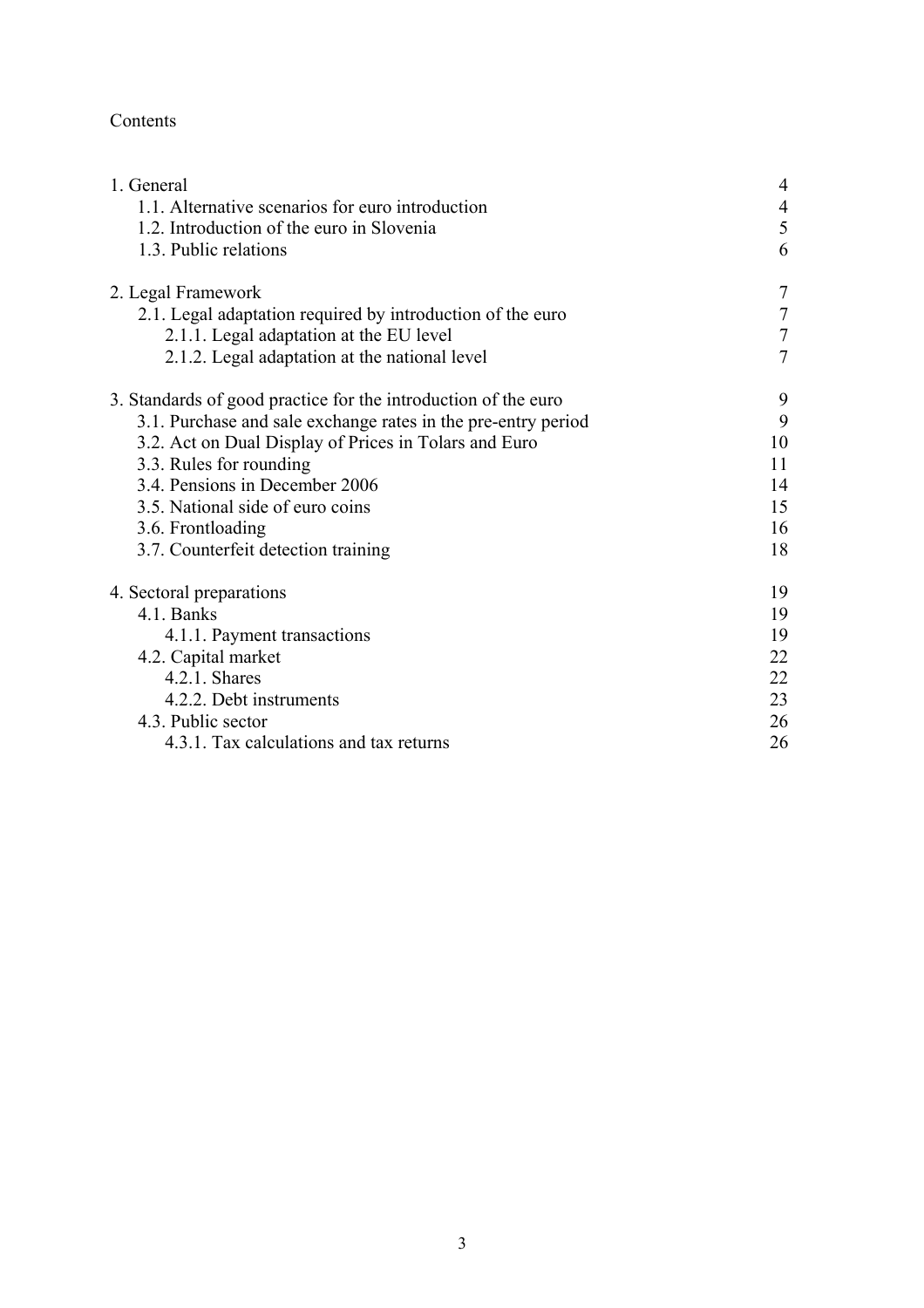Contents

| | |
|---|---|
| 1. General | 4 |
| 1.1. Alternative scenarios for euro introduction | 4 |
| 1.2. Introduction of the euro in Slovenia | 5 |
| 1.3. Public relations | 6 |
| 2. Legal Framework | 7 |
| 2.1. Legal adaptation required by introduction of the euro | 7 |
| 2.1.1. Legal adaptation at the EU level | 7 |
| 2.1.2. Legal adaptation at the national level | 7 |
| 3. Standards of good practice for the introduction of the euro | 9 |
| 3.1. Purchase and sale exchange rates in the pre-entry period | 9 |
| 3.2. Act on Dual Display of Prices in Tolars and Euro | 10 |
| 3.3. Rules for rounding | 11 |
| 3.4. Pensions in December 2006 | 14 |
| 3.5. National side of euro coins | 15 |
| 3.6. Frontloading | 16 |
| 3.7. Counterfeit detection training | 18 |
| 4. Sectoral preparations | 19 |
| 4.1. Banks | 19 |
| 4.1.1. Payment transactions | 19 |
| 4.2. Capital market | 22 |
| 4.2.1. Shares | 22 |
| 4.2.2. Debt instruments | 23 |
| 4.3. Public sector | 26 |
| 4.3.1. Tax calculations and tax returns | 26 |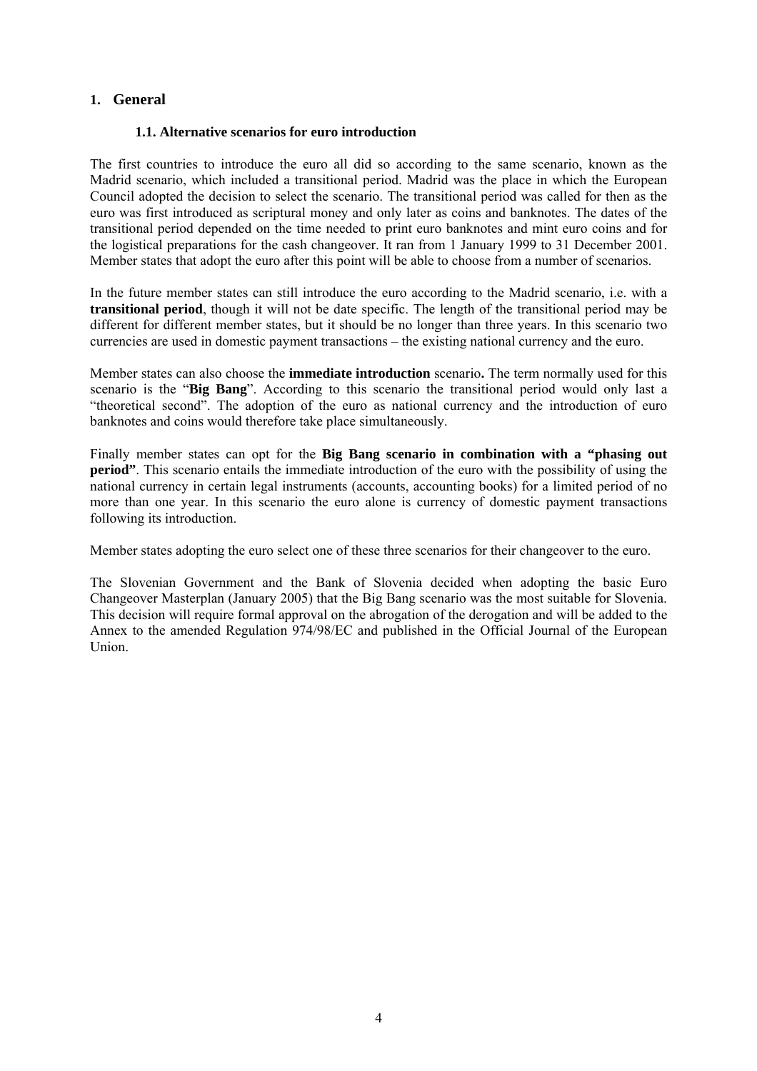# 1. General

## 1.1. Alternative scenarios for euro introduction

The first countries to introduce the euro all did so according to the same scenario, known as the Madrid scenario, which included a transitional period. Madrid was the place in which the European Council adopted the decision to select the scenario. The transitional period was called for then as the euro was first introduced as scriptural money and only later as coins and banknotes. The dates of the transitional period depended on the time needed to print euro banknotes and mint euro coins and for the logistical preparations for the cash changeover. It ran from 1 January 1999 to 31 December 2001. Member states that adopt the euro after this point will be able to choose from a number of scenarios.

In the future member states can still introduce the euro according to the Madrid scenario, i.e. with a **transitional period**, though it will not be date specific. The length of the transitional period may be different for different member states, but it should be no longer than three years. In this scenario two currencies are used in domestic payment transactions – the existing national currency and the euro.

Member states can also choose the **immediate introduction** scenario**.** The term normally used for this scenario is the "**Big Bang**". According to this scenario the transitional period would only last a "theoretical second". The adoption of the euro as national currency and the introduction of euro banknotes and coins would therefore take place simultaneously.

Finally member states can opt for the **Big Bang scenario in combination with a "phasing out period"**. This scenario entails the immediate introduction of the euro with the possibility of using the national currency in certain legal instruments (accounts, accounting books) for a limited period of no more than one year. In this scenario the euro alone is currency of domestic payment transactions following its introduction.

Member states adopting the euro select one of these three scenarios for their changeover to the euro.

The Slovenian Government and the Bank of Slovenia decided when adopting the basic Euro Changeover Masterplan (January 2005) that the Big Bang scenario was the most suitable for Slovenia. This decision will require formal approval on the abrogation of the derogation and will be added to the Annex to the amended Regulation 974/98/EC and published in the Official Journal of the European Union.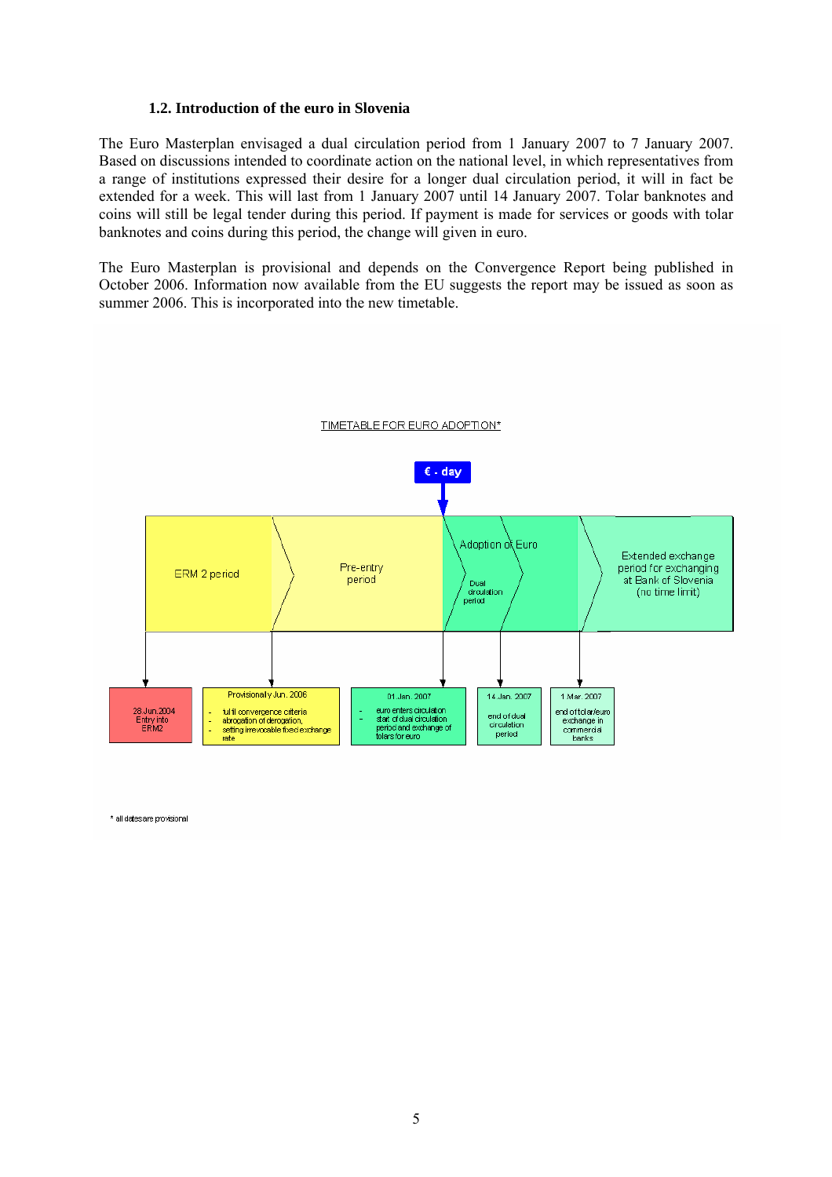### 1.2. Introduction of the euro in Slovenia

The Euro Masterplan envisaged a dual circulation period from 1 January 2007 to 7 January 2007. Based on discussions intended to coordinate action on the national level, in which representatives from a range of institutions expressed their desire for a longer dual circulation period, it will in fact be extended for a week. This will last from 1 January 2007 until 14 January 2007. Tolar banknotes and coins will still be legal tender during this period. If payment is made for services or goods with tolar banknotes and coins during this period, the change will given in euro.

The Euro Masterplan is provisional and depends on the Convergence Report being published in October 2006. Information now available from the EU suggests the report may be issued as soon as summer 2006. This is incorporated into the new timetable.

TIMETABLE FOR EURO ADOPTION*

€ - day

| ERM 2 period | Pre-entry period | Adoption of Euro (Dual circulation period) | Extended exchange period for exchanging at Bank of Slovenia (no time limit) |
|---|---|---|---|

- **28 Jun. 2004**: Entry into ERM2
- **Provisionally Jun. 2006**:
  - fulfil convergence criteria
  - abrogation of derogation,
  - setting irrevocable fixed exchange rate
- **01 Jan. 2007**:
  - euro enters circulation
  - start of dual circulation period and exchange of tolars for euro
- **14 Jan. 2007**: end of dual circulation period
- **1 Mar. 2007**: end of tolar/euro exchange in commercial banks

\* all dates are provisional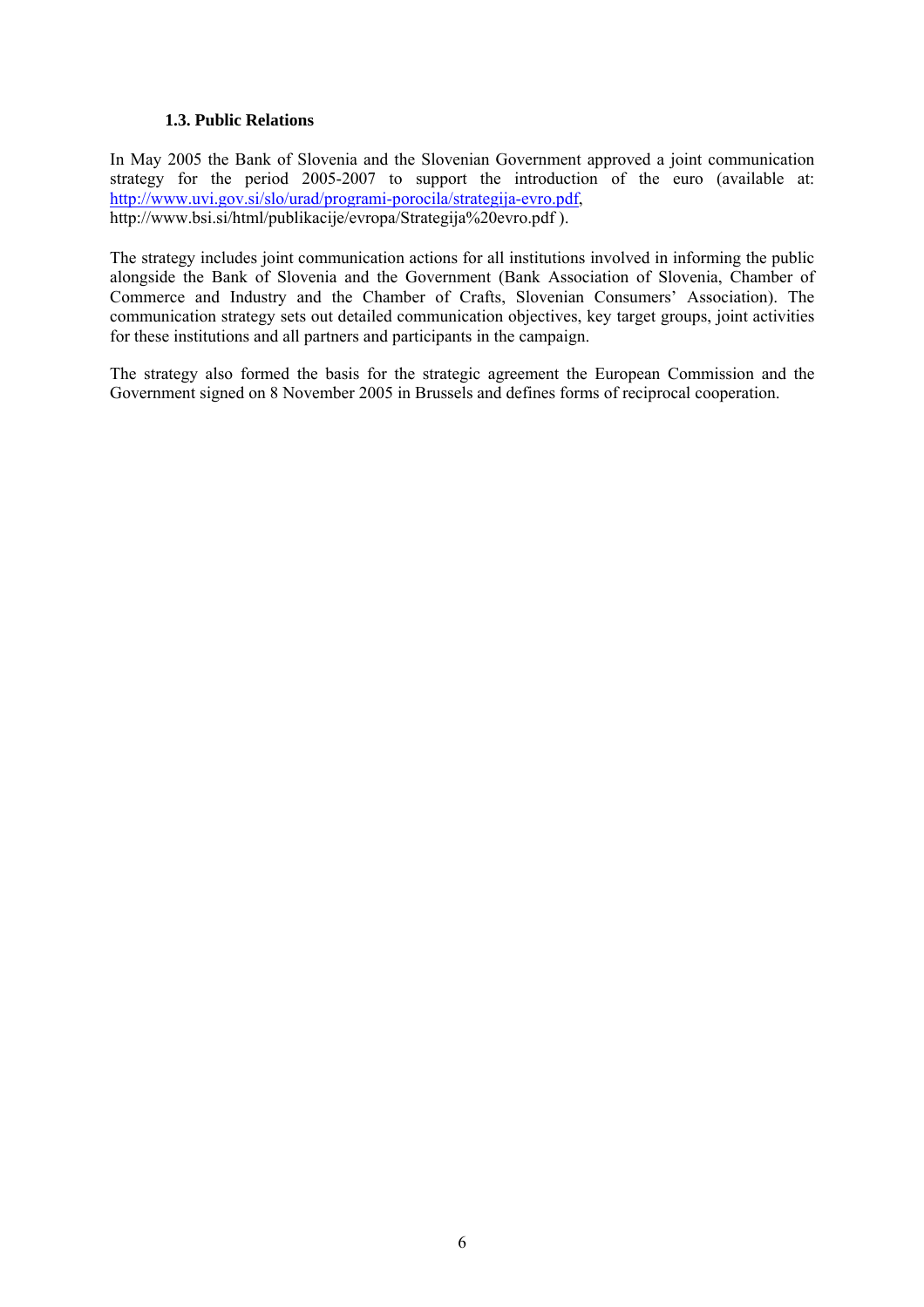### 1.3. Public Relations

In May 2005 the Bank of Slovenia and the Slovenian Government approved a joint communication strategy for the period 2005-2007 to support the introduction of the euro (available at: http://www.uvi.gov.si/slo/urad/programi-porocila/strategija-evro.pdf, http://www.bsi.si/html/publikacije/evropa/Strategija%20evro.pdf ).

The strategy includes joint communication actions for all institutions involved in informing the public alongside the Bank of Slovenia and the Government (Bank Association of Slovenia, Chamber of Commerce and Industry and the Chamber of Crafts, Slovenian Consumers' Association). The communication strategy sets out detailed communication objectives, key target groups, joint activities for these institutions and all partners and participants in the campaign.

The strategy also formed the basis for the strategic agreement the European Commission and the Government signed on 8 November 2005 in Brussels and defines forms of reciprocal cooperation.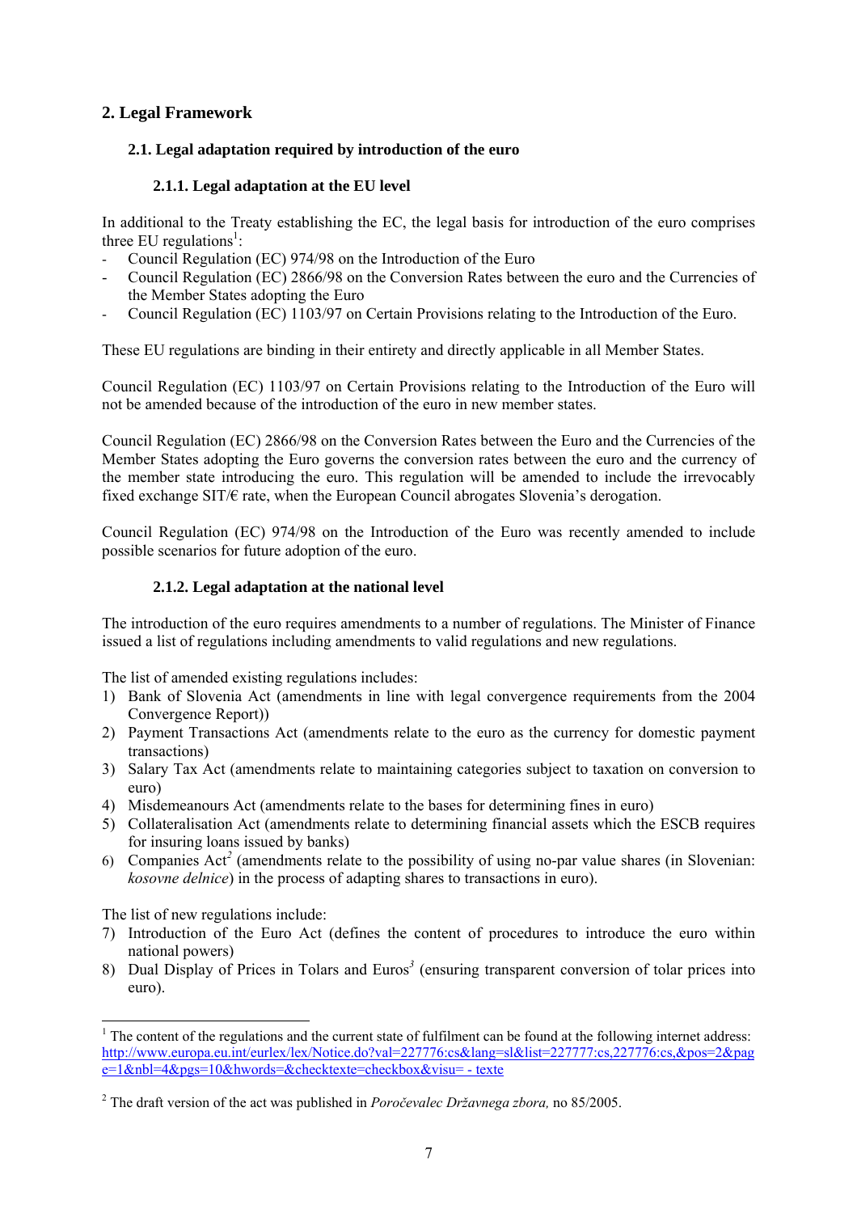## 2. Legal Framework

### 2.1. Legal adaptation required by introduction of the euro

#### 2.1.1. Legal adaptation at the EU level

In additional to the Treaty establishing the EC, the legal basis for introduction of the euro comprises three EU regulations[1]:

- Council Regulation (EC) 974/98 on the Introduction of the Euro
- Council Regulation (EC) 2866/98 on the Conversion Rates between the euro and the Currencies of the Member States adopting the Euro
- Council Regulation (EC) 1103/97 on Certain Provisions relating to the Introduction of the Euro.

These EU regulations are binding in their entirety and directly applicable in all Member States.

Council Regulation (EC) 1103/97 on Certain Provisions relating to the Introduction of the Euro will not be amended because of the introduction of the euro in new member states.

Council Regulation (EC) 2866/98 on the Conversion Rates between the Euro and the Currencies of the Member States adopting the Euro governs the conversion rates between the euro and the currency of the member state introducing the euro. This regulation will be amended to include the irrevocably fixed exchange SIT/€ rate, when the European Council abrogates Slovenia's derogation.

Council Regulation (EC) 974/98 on the Introduction of the Euro was recently amended to include possible scenarios for future adoption of the euro.

#### 2.1.2. Legal adaptation at the national level

The introduction of the euro requires amendments to a number of regulations. The Minister of Finance issued a list of regulations including amendments to valid regulations and new regulations.

The list of amended existing regulations includes:

1) Bank of Slovenia Act (amendments in line with legal convergence requirements from the 2004 Convergence Report))
2) Payment Transactions Act (amendments relate to the euro as the currency for domestic payment transactions)
3) Salary Tax Act (amendments relate to maintaining categories subject to taxation on conversion to euro)
4) Misdemeanours Act (amendments relate to the bases for determining fines in euro)
5) Collateralisation Act (amendments relate to determining financial assets which the ESCB requires for insuring loans issued by banks)
6) Companies Act[2] (amendments relate to the possibility of using no-par value shares (in Slovenian: *kosovne delnice*) in the process of adapting shares to transactions in euro).

The list of new regulations include:

7) Introduction of the Euro Act (defines the content of procedures to introduce the euro within national powers)
8) Dual Display of Prices in Tolars and Euros[3] (ensuring transparent conversion of tolar prices into euro).

---

[1] The content of the regulations and the current state of fulfilment can be found at the following internet address: http://www.europa.eu.int/eurlex/lex/Notice.do?val=227776:cs&lang=sl&list=227777:cs,227776:cs,&pos=2&page=1&nbl=4&pgs=10&hwords=&checktexte=checkbox&visu= - texte

[2] The draft version of the act was published in *Poročevalec Državnega zbora,* no 85/2005.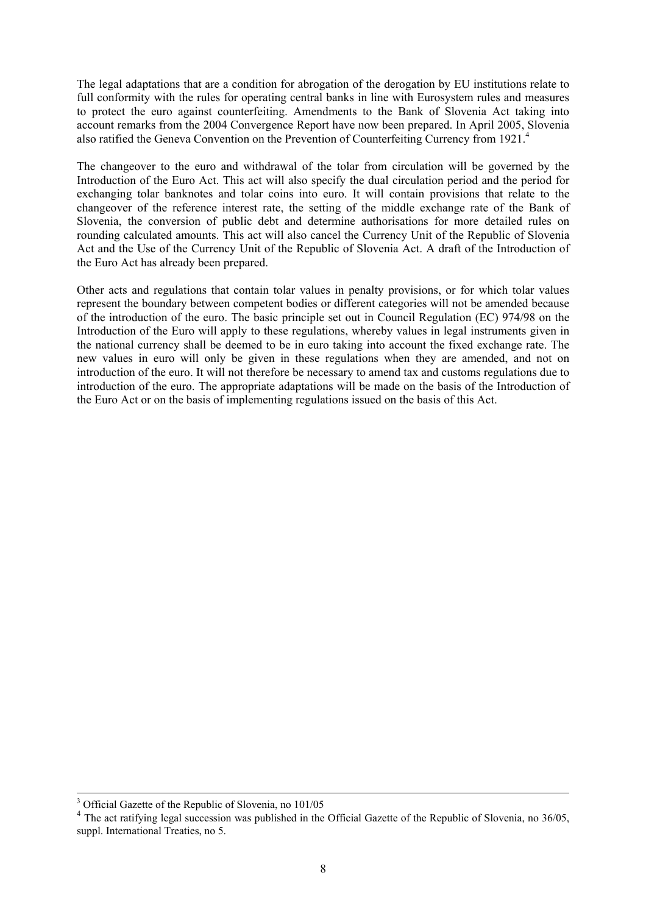The legal adaptations that are a condition for abrogation of the derogation by EU institutions relate to full conformity with the rules for operating central banks in line with Eurosystem rules and measures to protect the euro against counterfeiting. Amendments to the Bank of Slovenia Act taking into account remarks from the 2004 Convergence Report have now been prepared. In April 2005, Slovenia also ratified the Geneva Convention on the Prevention of Counterfeiting Currency from 1921.[4]

The changeover to the euro and withdrawal of the tolar from circulation will be governed by the Introduction of the Euro Act. This act will also specify the dual circulation period and the period for exchanging tolar banknotes and tolar coins into euro. It will contain provisions that relate to the changeover of the reference interest rate, the setting of the middle exchange rate of the Bank of Slovenia, the conversion of public debt and determine authorisations for more detailed rules on rounding calculated amounts. This act will also cancel the Currency Unit of the Republic of Slovenia Act and the Use of the Currency Unit of the Republic of Slovenia Act. A draft of the Introduction of the Euro Act has already been prepared.

Other acts and regulations that contain tolar values in penalty provisions, or for which tolar values represent the boundary between competent bodies or different categories will not be amended because of the introduction of the euro. The basic principle set out in Council Regulation (EC) 974/98 on the Introduction of the Euro will apply to these regulations, whereby values in legal instruments given in the national currency shall be deemed to be in euro taking into account the fixed exchange rate. The new values in euro will only be given in these regulations when they are amended, and not on introduction of the euro. It will not therefore be necessary to amend tax and customs regulations due to introduction of the euro. The appropriate adaptations will be made on the basis of the Introduction of the Euro Act or on the basis of implementing regulations issued on the basis of this Act.

---

[3] Official Gazette of the Republic of Slovenia, no 101/05

[4] The act ratifying legal succession was published in the Official Gazette of the Republic of Slovenia, no 36/05, suppl. International Treaties, no 5.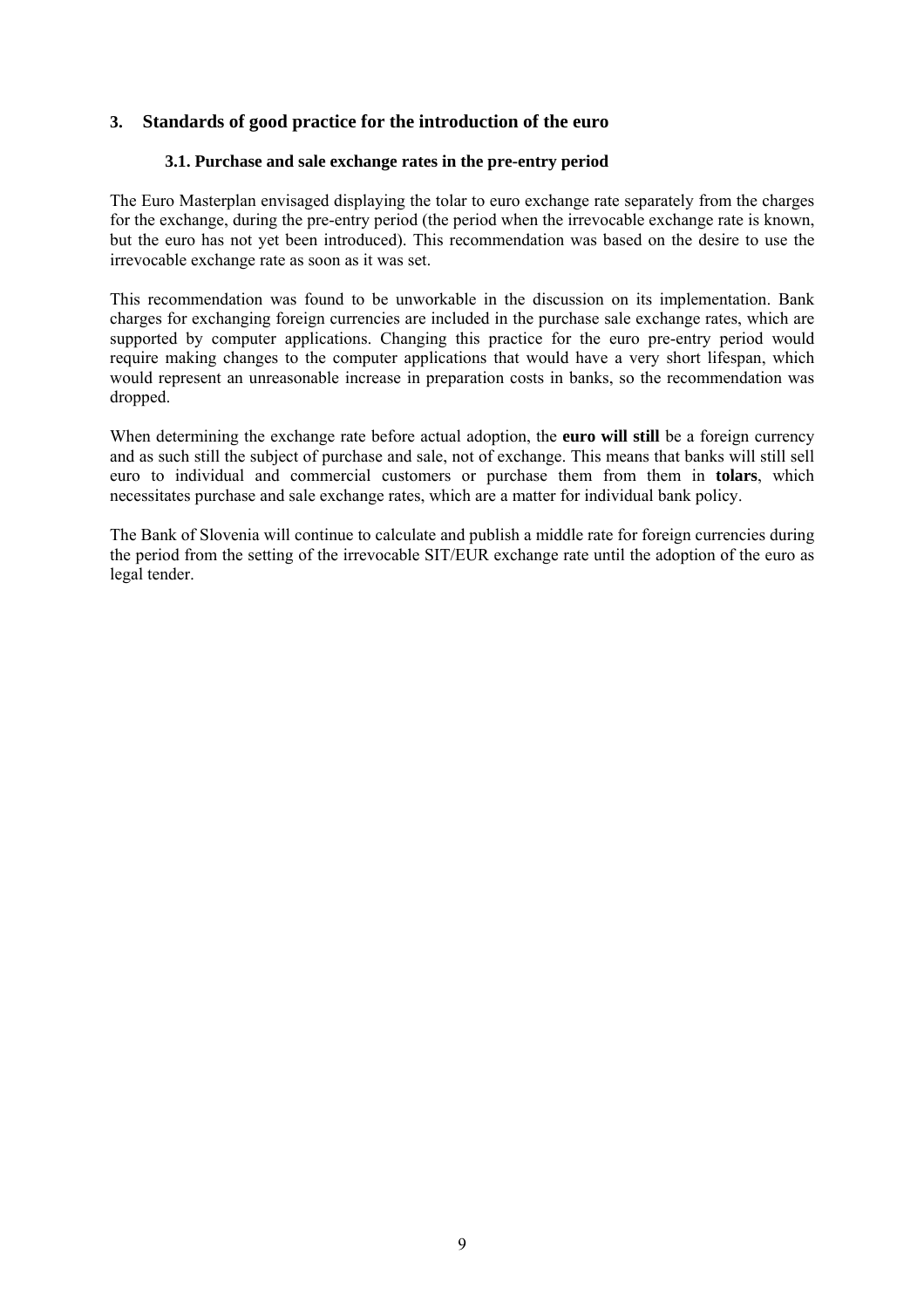## 3. Standards of good practice for the introduction of the euro

### 3.1. Purchase and sale exchange rates in the pre-entry period

The Euro Masterplan envisaged displaying the tolar to euro exchange rate separately from the charges for the exchange, during the pre-entry period (the period when the irrevocable exchange rate is known, but the euro has not yet been introduced). This recommendation was based on the desire to use the irrevocable exchange rate as soon as it was set.

This recommendation was found to be unworkable in the discussion on its implementation. Bank charges for exchanging foreign currencies are included in the purchase sale exchange rates, which are supported by computer applications. Changing this practice for the euro pre-entry period would require making changes to the computer applications that would have a very short lifespan, which would represent an unreasonable increase in preparation costs in banks, so the recommendation was dropped.

When determining the exchange rate before actual adoption, the **euro will still** be a foreign currency and as such still the subject of purchase and sale, not of exchange. This means that banks will still sell euro to individual and commercial customers or purchase them from them in **tolars**, which necessitates purchase and sale exchange rates, which are a matter for individual bank policy.

The Bank of Slovenia will continue to calculate and publish a middle rate for foreign currencies during the period from the setting of the irrevocable SIT/EUR exchange rate until the adoption of the euro as legal tender.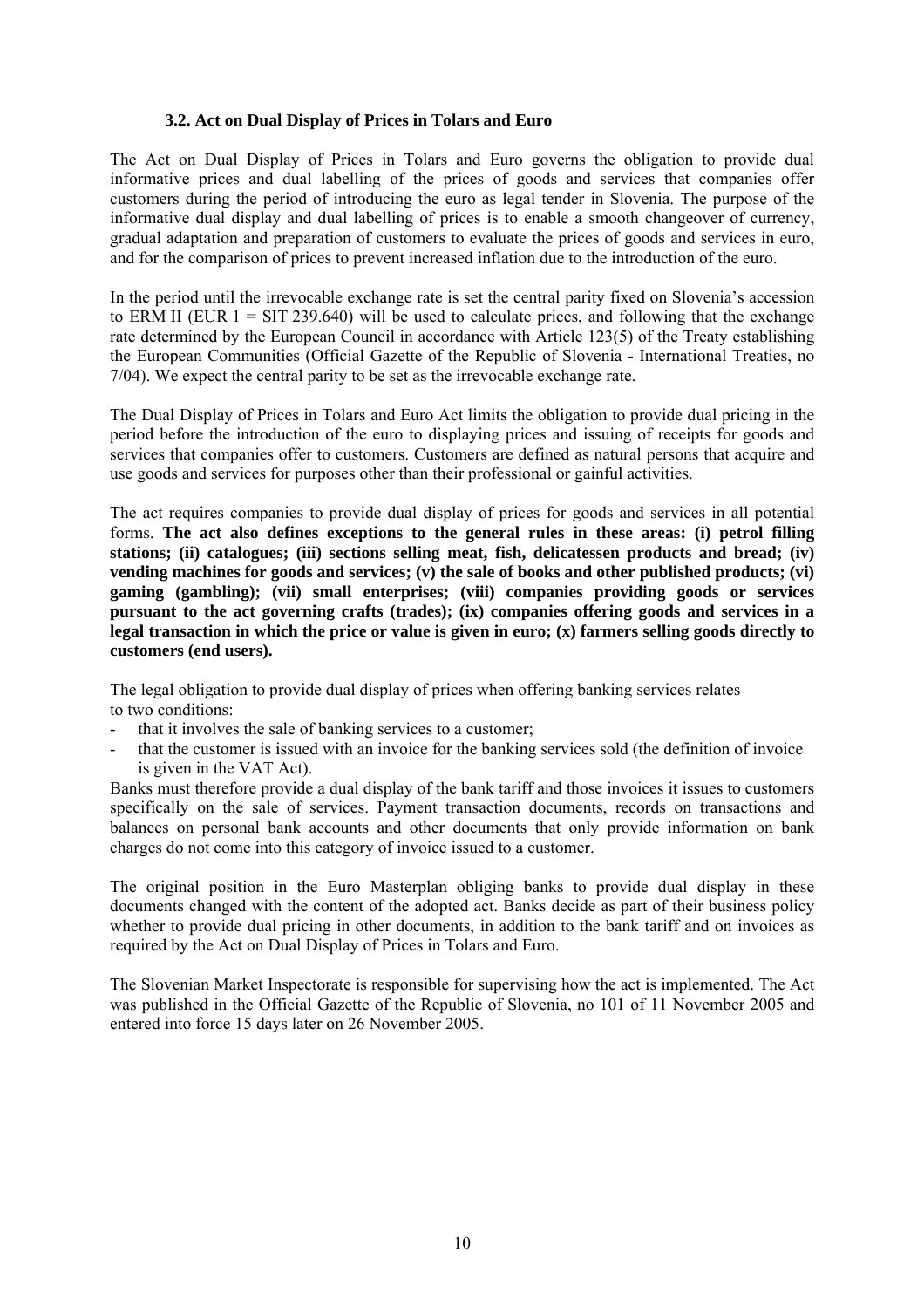### 3.2. Act on Dual Display of Prices in Tolars and Euro

The Act on Dual Display of Prices in Tolars and Euro governs the obligation to provide dual informative prices and dual labelling of the prices of goods and services that companies offer customers during the period of introducing the euro as legal tender in Slovenia. The purpose of the informative dual display and dual labelling of prices is to enable a smooth changeover of currency, gradual adaptation and preparation of customers to evaluate the prices of goods and services in euro, and for the comparison of prices to prevent increased inflation due to the introduction of the euro.

In the period until the irrevocable exchange rate is set the central parity fixed on Slovenia's accession to ERM II (EUR 1 = SIT 239.640) will be used to calculate prices, and following that the exchange rate determined by the European Council in accordance with Article 123(5) of the Treaty establishing the European Communities (Official Gazette of the Republic of Slovenia - International Treaties, no 7/04). We expect the central parity to be set as the irrevocable exchange rate.

The Dual Display of Prices in Tolars and Euro Act limits the obligation to provide dual pricing in the period before the introduction of the euro to displaying prices and issuing of receipts for goods and services that companies offer to customers. Customers are defined as natural persons that acquire and use goods and services for purposes other than their professional or gainful activities.

The act requires companies to provide dual display of prices for goods and services in all potential forms. **The act also defines exceptions to the general rules in these areas: (i) petrol filling stations; (ii) catalogues; (iii) sections selling meat, fish, delicatessen products and bread; (iv) vending machines for goods and services; (v) the sale of books and other published products; (vi) gaming (gambling); (vii) small enterprises; (viii) companies providing goods or services pursuant to the act governing crafts (trades); (ix) companies offering goods and services in a legal transaction in which the price or value is given in euro; (x) farmers selling goods directly to customers (end users).**

The legal obligation to provide dual display of prices when offering banking services relates to two conditions:

- that it involves the sale of banking services to a customer;
- that the customer is issued with an invoice for the banking services sold (the definition of invoice is given in the VAT Act).

Banks must therefore provide a dual display of the bank tariff and those invoices it issues to customers specifically on the sale of services. Payment transaction documents, records on transactions and balances on personal bank accounts and other documents that only provide information on bank charges do not come into this category of invoice issued to a customer.

The original position in the Euro Masterplan obliging banks to provide dual display in these documents changed with the content of the adopted act. Banks decide as part of their business policy whether to provide dual pricing in other documents, in addition to the bank tariff and on invoices as required by the Act on Dual Display of Prices in Tolars and Euro.

The Slovenian Market Inspectorate is responsible for supervising how the act is implemented. The Act was published in the Official Gazette of the Republic of Slovenia, no 101 of 11 November 2005 and entered into force 15 days later on 26 November 2005.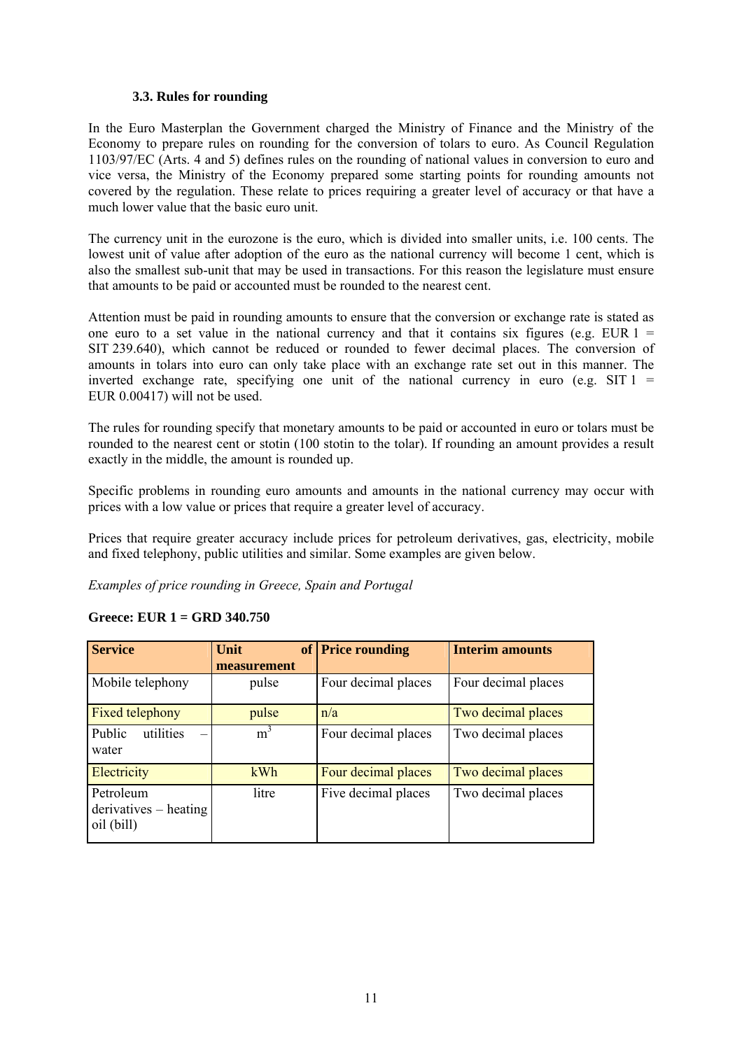### 3.3. Rules for rounding

In the Euro Masterplan the Government charged the Ministry of Finance and the Ministry of the Economy to prepare rules on rounding for the conversion of tolars to euro. As Council Regulation 1103/97/EC (Arts. 4 and 5) defines rules on the rounding of national values in conversion to euro and vice versa, the Ministry of the Economy prepared some starting points for rounding amounts not covered by the regulation. These relate to prices requiring a greater level of accuracy or that have a much lower value that the basic euro unit.

The currency unit in the eurozone is the euro, which is divided into smaller units, i.e. 100 cents. The lowest unit of value after adoption of the euro as the national currency will become 1 cent, which is also the smallest sub-unit that may be used in transactions. For this reason the legislature must ensure that amounts to be paid or accounted must be rounded to the nearest cent.

Attention must be paid in rounding amounts to ensure that the conversion or exchange rate is stated as one euro to a set value in the national currency and that it contains six figures (e.g. EUR 1 = SIT 239.640), which cannot be reduced or rounded to fewer decimal places. The conversion of amounts in tolars into euro can only take place with an exchange rate set out in this manner. The inverted exchange rate, specifying one unit of the national currency in euro (e.g. SIT 1 = EUR 0.00417) will not be used.

The rules for rounding specify that monetary amounts to be paid or accounted in euro or tolars must be rounded to the nearest cent or stotin (100 stotin to the tolar). If rounding an amount provides a result exactly in the middle, the amount is rounded up.

Specific problems in rounding euro amounts and amounts in the national currency may occur with prices with a low value or prices that require a greater level of accuracy.

Prices that require greater accuracy include prices for petroleum derivatives, gas, electricity, mobile and fixed telephony, public utilities and similar. Some examples are given below.

*Examples of price rounding in Greece, Spain and Portugal*

**Greece: EUR 1 = GRD 340.750**

| Service | Unit of measurement | Price rounding | Interim amounts |
|---|---|---|---|
| Mobile telephony | pulse | Four decimal places | Four decimal places |
| Fixed telephony | pulse | n/a | Two decimal places |
| Public utilities – water | $m^3$ | Four decimal places | Two decimal places |
| Electricity | kWh | Four decimal places | Two decimal places |
| Petroleum derivatives – heating oil (bill) | litre | Five decimal places | Two decimal places |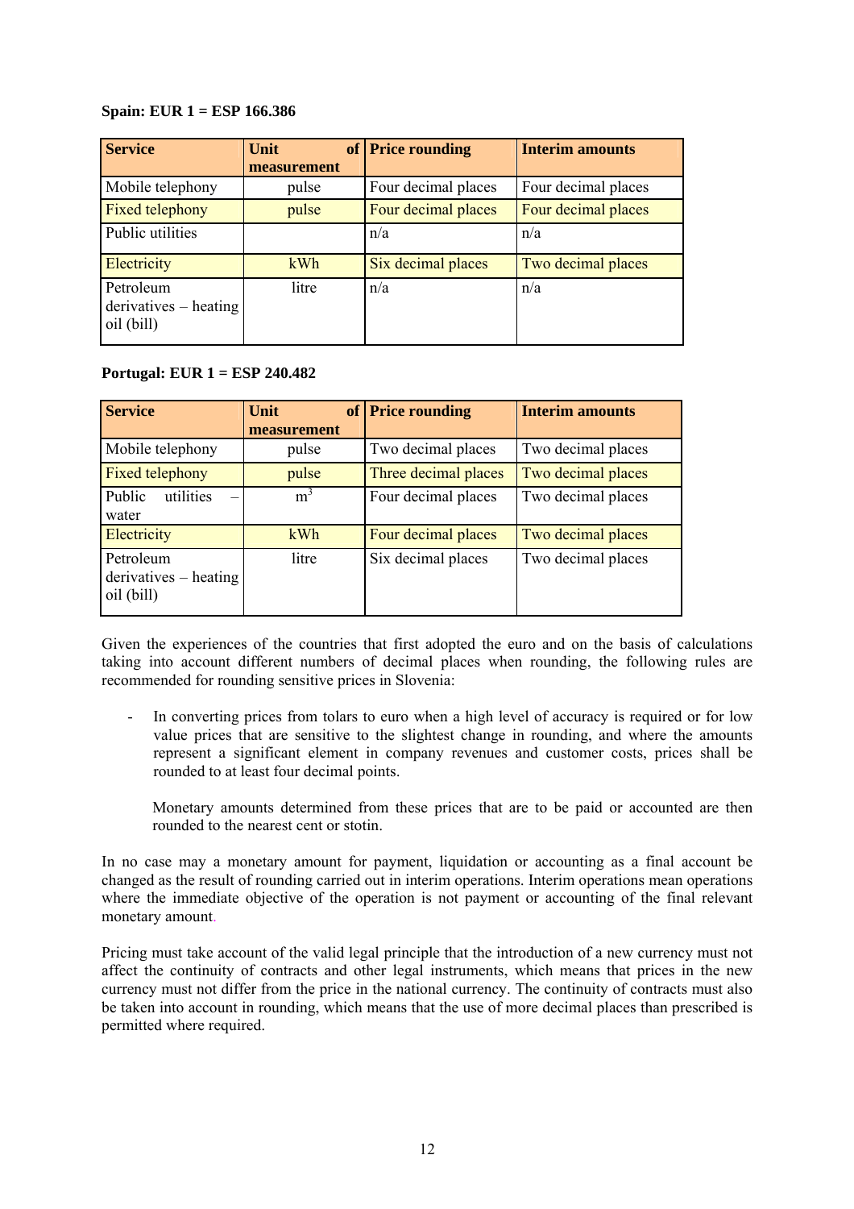**Spain: EUR 1 = ESP 166.386**

| Service | Unit of measurement | Price rounding | Interim amounts |
|---|---|---|---|
| Mobile telephony | pulse | Four decimal places | Four decimal places |
| Fixed telephony | pulse | Four decimal places | Four decimal places |
| Public utilities | | n/a | n/a |
| Electricity | kWh | Six decimal places | Two decimal places |
| Petroleum derivatives – heating oil (bill) | litre | n/a | n/a |

**Portugal: EUR 1 = ESP 240.482**

| Service | Unit of measurement | Price rounding | Interim amounts |
|---|---|---|---|
| Mobile telephony | pulse | Two decimal places | Two decimal places |
| Fixed telephony | pulse | Three decimal places | Two decimal places |
| Public utilities – water | $m^3$ | Four decimal places | Two decimal places |
| Electricity | kWh | Four decimal places | Two decimal places |
| Petroleum derivatives – heating oil (bill) | litre | Six decimal places | Two decimal places |

Given the experiences of the countries that first adopted the euro and on the basis of calculations taking into account different numbers of decimal places when rounding, the following rules are recommended for rounding sensitive prices in Slovenia:

- In converting prices from tolars to euro when a high level of accuracy is required or for low value prices that are sensitive to the slightest change in rounding, and where the amounts represent a significant element in company revenues and customer costs, prices shall be rounded to at least four decimal points.

  Monetary amounts determined from these prices that are to be paid or accounted are then rounded to the nearest cent or stotin.

In no case may a monetary amount for payment, liquidation or accounting as a final account be changed as the result of rounding carried out in interim operations. Interim operations mean operations where the immediate objective of the operation is not payment or accounting of the final relevant monetary amount.

Pricing must take account of the valid legal principle that the introduction of a new currency must not affect the continuity of contracts and other legal instruments, which means that prices in the new currency must not differ from the price in the national currency. The continuity of contracts must also be taken into account in rounding, which means that the use of more decimal places than prescribed is permitted where required.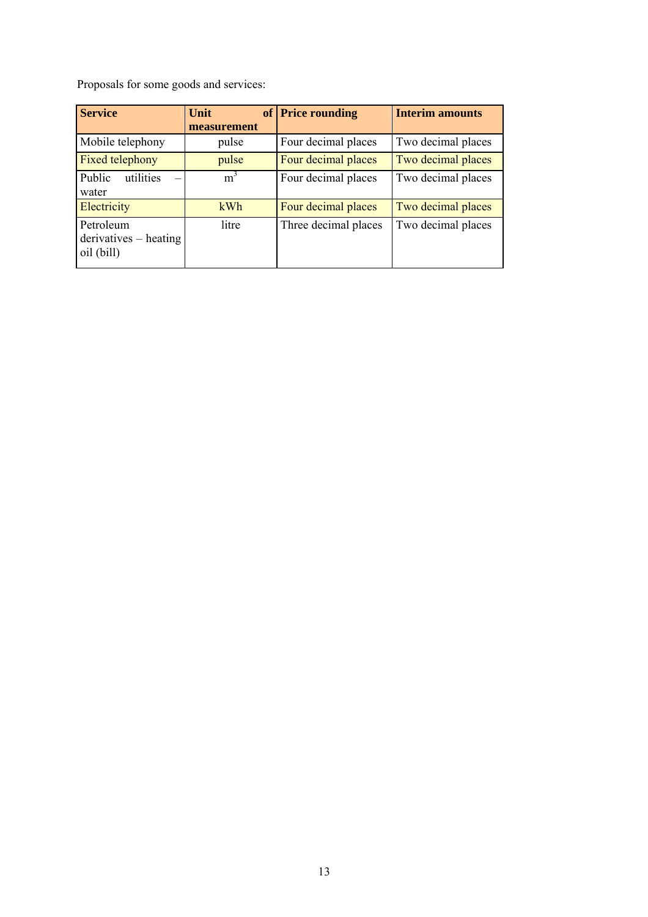Proposals for some goods and services:

| **Service** | **Unit of measurement** | **Price rounding** | **Interim amounts** |
|---|---|---|---|
| Mobile telephony | pulse | Four decimal places | Two decimal places |
| Fixed telephony | pulse | Four decimal places | Two decimal places |
| Public utilities – water | $m^3$ | Four decimal places | Two decimal places |
| Electricity | kWh | Four decimal places | Two decimal places |
| Petroleum derivatives – heating oil (bill) | litre | Three decimal places | Two decimal places |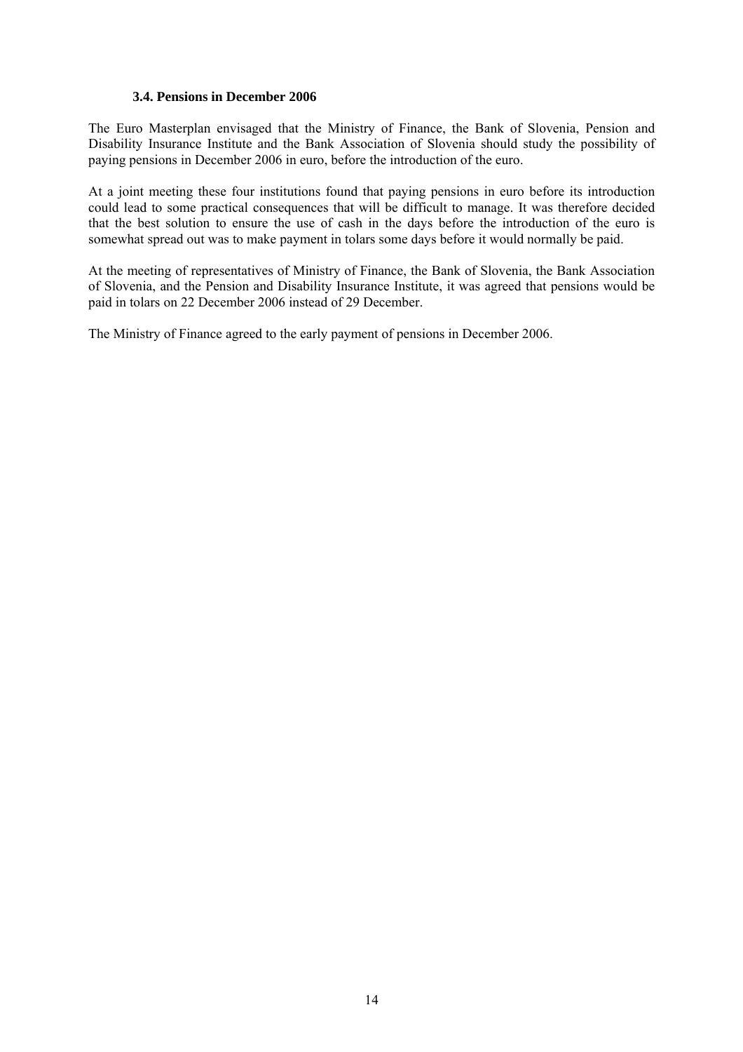### 3.4. Pensions in December 2006

The Euro Masterplan envisaged that the Ministry of Finance, the Bank of Slovenia, Pension and Disability Insurance Institute and the Bank Association of Slovenia should study the possibility of paying pensions in December 2006 in euro, before the introduction of the euro.

At a joint meeting these four institutions found that paying pensions in euro before its introduction could lead to some practical consequences that will be difficult to manage. It was therefore decided that the best solution to ensure the use of cash in the days before the introduction of the euro is somewhat spread out was to make payment in tolars some days before it would normally be paid.

At the meeting of representatives of Ministry of Finance, the Bank of Slovenia, the Bank Association of Slovenia, and the Pension and Disability Insurance Institute, it was agreed that pensions would be paid in tolars on 22 December 2006 instead of 29 December.

The Ministry of Finance agreed to the early payment of pensions in December 2006.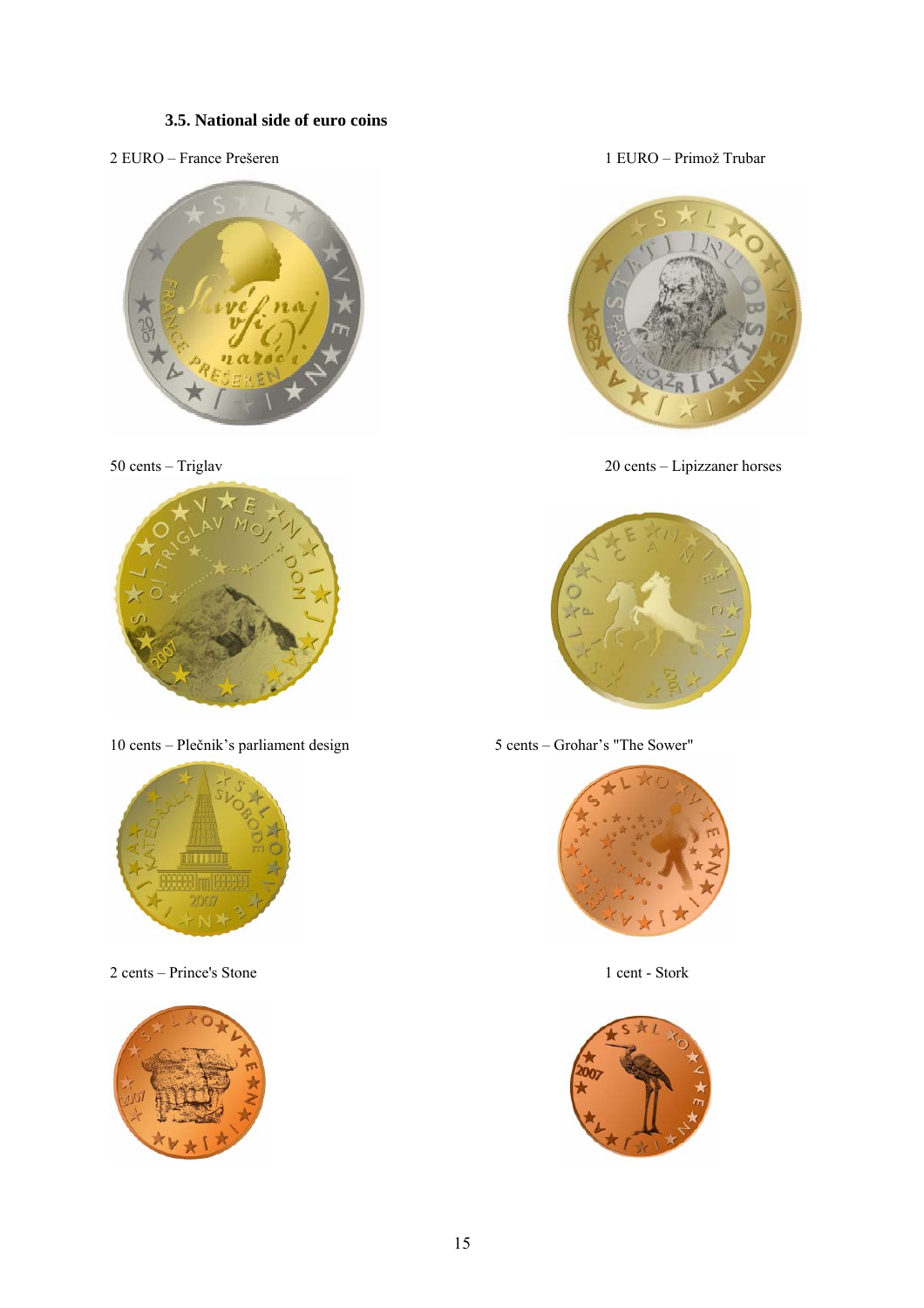### 3.5. National side of euro coins

2 EURO – France Prešeren

1 EURO – Primož Trubar

50 cents – Triglav

20 cents – Lipizzaner horses

10 cents – Plečnik's parliament design

5 cents – Grohar's "The Sower"

2 cents – Prince's Stone

1 cent - Stork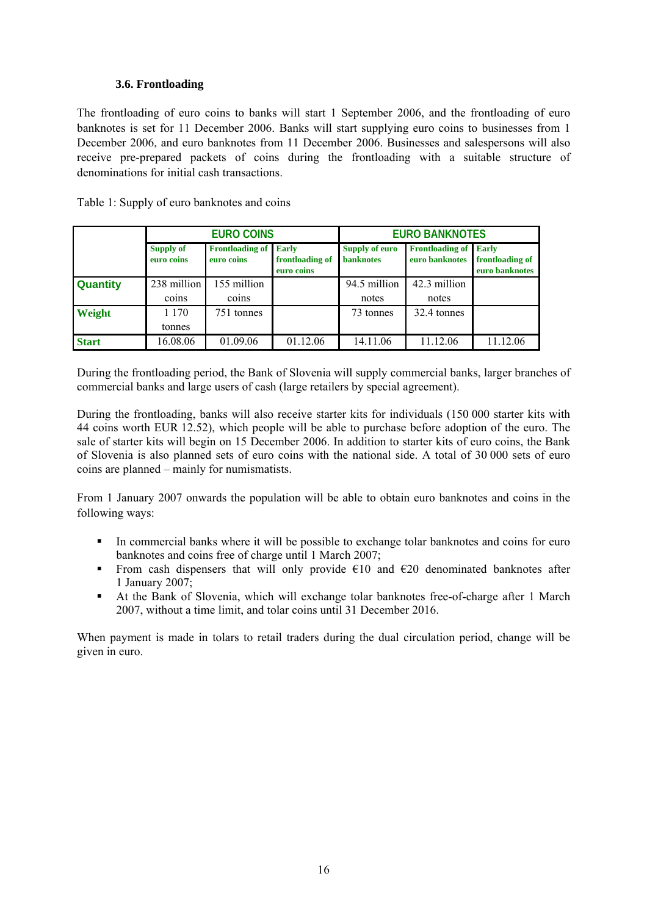### 3.6. Frontloading

The frontloading of euro coins to banks will start 1 September 2006, and the frontloading of euro banknotes is set for 11 December 2006. Banks will start supplying euro coins to businesses from 1 December 2006, and euro banknotes from 11 December 2006. Businesses and salespersons will also receive pre-prepared packets of coins during the frontloading with a suitable structure of denominations for initial cash transactions.

Table 1: Supply of euro banknotes and coins

| | EURO COINS | | | EURO BANKNOTES | | |
|---|---|---|---|---|---|---|
| | **Supply of euro coins** | **Frontloading of euro coins** | **Early frontloading of euro coins** | **Supply of euro banknotes** | **Frontloading of euro banknotes** | **Early frontloading of euro banknotes** |
| **Quantity** | 238 million coins | 155 million coins | | 94.5 million notes | 42.3 million notes | |
| **Weight** | 1 170 tonnes | 751 tonnes | | 73 tonnes | 32.4 tonnes | |
| **Start** | 16.08.06 | 01.09.06 | 01.12.06 | 14.11.06 | 11.12.06 | 11.12.06 |

During the frontloading period, the Bank of Slovenia will supply commercial banks, larger branches of commercial banks and large users of cash (large retailers by special agreement).

During the frontloading, banks will also receive starter kits for individuals (150 000 starter kits with 44 coins worth EUR 12.52), which people will be able to purchase before adoption of the euro. The sale of starter kits will begin on 15 December 2006. In addition to starter kits of euro coins, the Bank of Slovenia is also planned sets of euro coins with the national side. A total of 30 000 sets of euro coins are planned – mainly for numismatists.

From 1 January 2007 onwards the population will be able to obtain euro banknotes and coins in the following ways:

- In commercial banks where it will be possible to exchange tolar banknotes and coins for euro banknotes and coins free of charge until 1 March 2007;
- From cash dispensers that will only provide €10 and €20 denominated banknotes after 1 January 2007;
- At the Bank of Slovenia, which will exchange tolar banknotes free-of-charge after 1 March 2007, without a time limit, and tolar coins until 31 December 2016.

When payment is made in tolars to retail traders during the dual circulation period, change will be given in euro.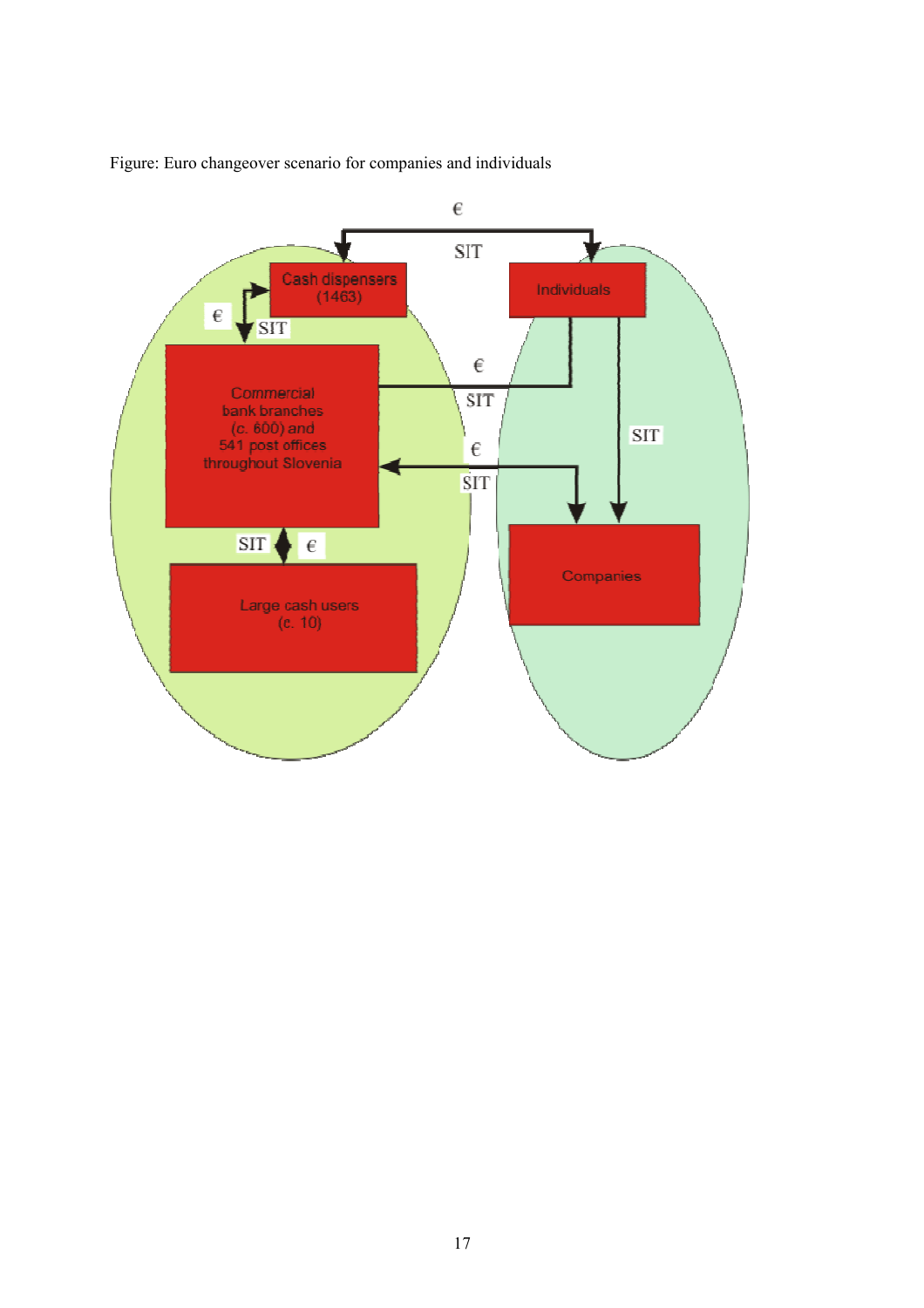Figure: Euro changeover scenario for companies and individuals

€

SIT

Cash dispensers (1463)

Individuals

€

SIT

Commercial bank branches (*c.* 600) and 541 post offices throughout Slovenia

€

SIT

SIT

€

SIT

SIT

€

Large cash users (c. 10)

Companies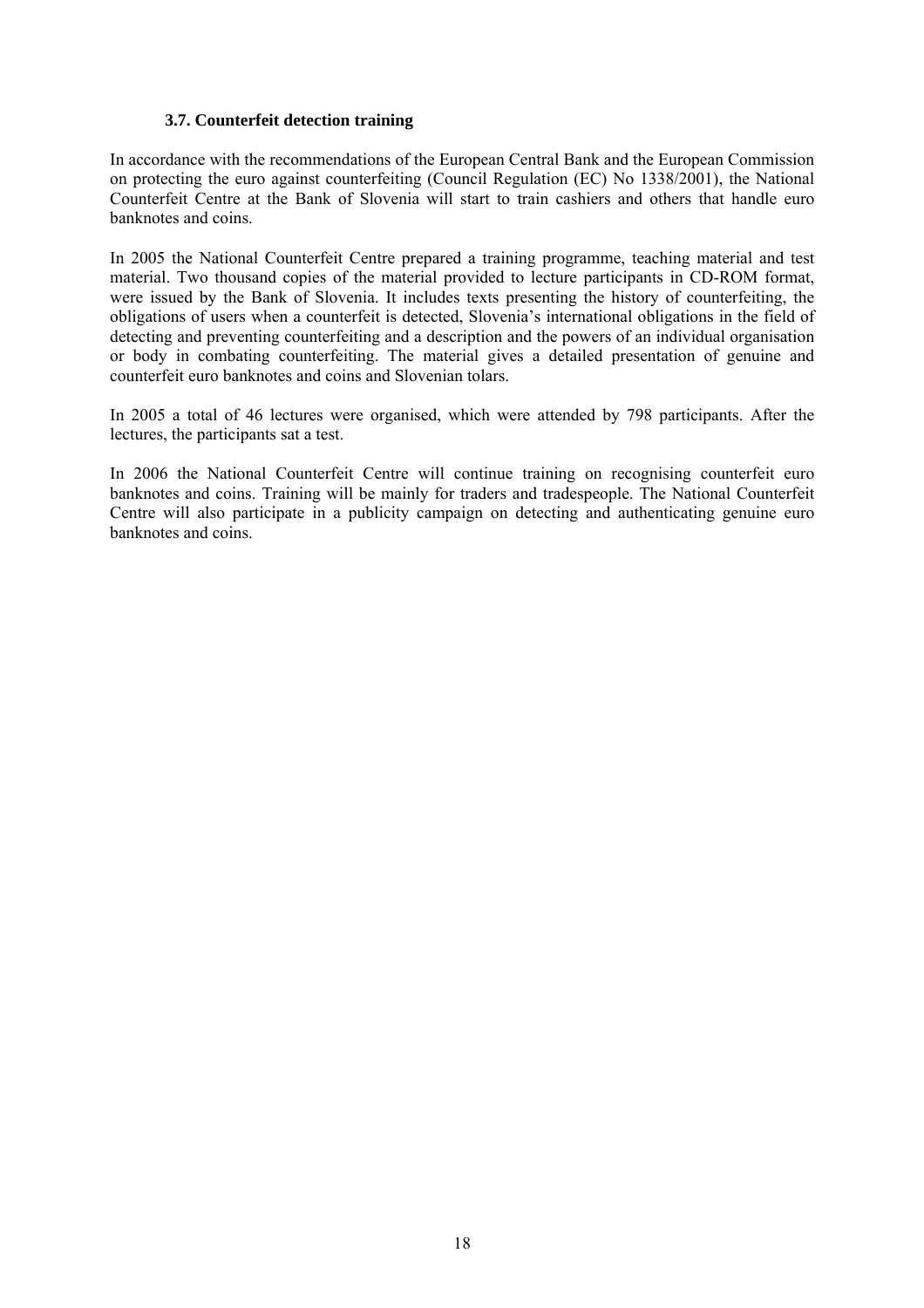### 3.7. Counterfeit detection training

In accordance with the recommendations of the European Central Bank and the European Commission on protecting the euro against counterfeiting (Council Regulation (EC) No 1338/2001), the National Counterfeit Centre at the Bank of Slovenia will start to train cashiers and others that handle euro banknotes and coins.

In 2005 the National Counterfeit Centre prepared a training programme, teaching material and test material. Two thousand copies of the material provided to lecture participants in CD-ROM format, were issued by the Bank of Slovenia. It includes texts presenting the history of counterfeiting, the obligations of users when a counterfeit is detected, Slovenia's international obligations in the field of detecting and preventing counterfeiting and a description and the powers of an individual organisation or body in combating counterfeiting. The material gives a detailed presentation of genuine and counterfeit euro banknotes and coins and Slovenian tolars.

In 2005 a total of 46 lectures were organised, which were attended by 798 participants. After the lectures, the participants sat a test.

In 2006 the National Counterfeit Centre will continue training on recognising counterfeit euro banknotes and coins. Training will be mainly for traders and tradespeople. The National Counterfeit Centre will also participate in a publicity campaign on detecting and authenticating genuine euro banknotes and coins.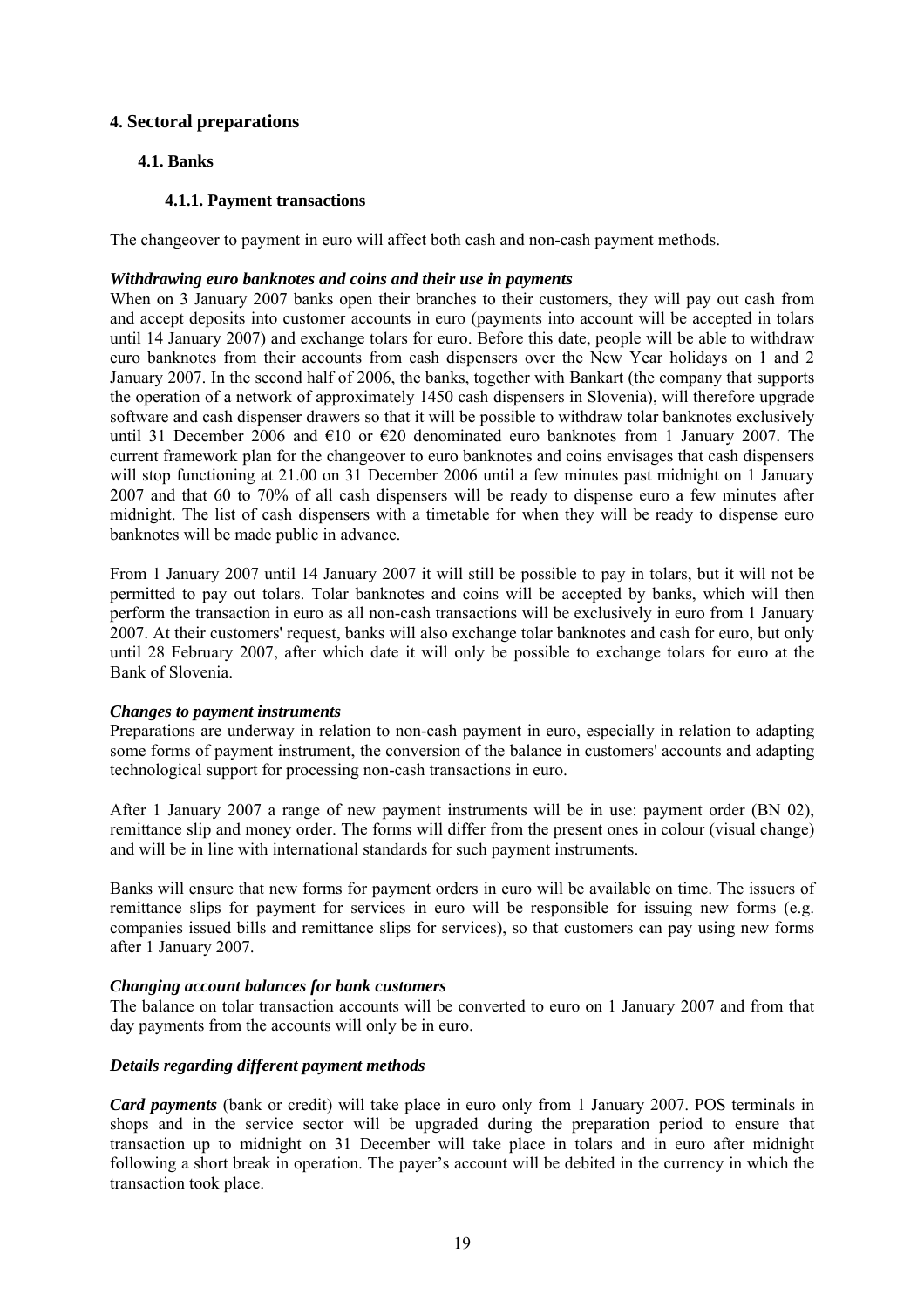# 4. Sectoral preparations

## 4.1. Banks

### 4.1.1. Payment transactions

The changeover to payment in euro will affect both cash and non-cash payment methods.

***Withdrawing euro banknotes and coins and their use in payments***

When on 3 January 2007 banks open their branches to their customers, they will pay out cash from and accept deposits into customer accounts in euro (payments into account will be accepted in tolars until 14 January 2007) and exchange tolars for euro. Before this date, people will be able to withdraw euro banknotes from their accounts from cash dispensers over the New Year holidays on 1 and 2 January 2007. In the second half of 2006, the banks, together with Bankart (the company that supports the operation of a network of approximately 1450 cash dispensers in Slovenia), will therefore upgrade software and cash dispenser drawers so that it will be possible to withdraw tolar banknotes exclusively until 31 December 2006 and €10 or €20 denominated euro banknotes from 1 January 2007. The current framework plan for the changeover to euro banknotes and coins envisages that cash dispensers will stop functioning at 21.00 on 31 December 2006 until a few minutes past midnight on 1 January 2007 and that 60 to 70% of all cash dispensers will be ready to dispense euro a few minutes after midnight. The list of cash dispensers with a timetable for when they will be ready to dispense euro banknotes will be made public in advance.

From 1 January 2007 until 14 January 2007 it will still be possible to pay in tolars, but it will not be permitted to pay out tolars. Tolar banknotes and coins will be accepted by banks, which will then perform the transaction in euro as all non-cash transactions will be exclusively in euro from 1 January 2007. At their customers' request, banks will also exchange tolar banknotes and cash for euro, but only until 28 February 2007, after which date it will only be possible to exchange tolars for euro at the Bank of Slovenia.

***Changes to payment instruments***

Preparations are underway in relation to non-cash payment in euro, especially in relation to adapting some forms of payment instrument, the conversion of the balance in customers' accounts and adapting technological support for processing non-cash transactions in euro.

After 1 January 2007 a range of new payment instruments will be in use: payment order (BN 02), remittance slip and money order. The forms will differ from the present ones in colour (visual change) and will be in line with international standards for such payment instruments.

Banks will ensure that new forms for payment orders in euro will be available on time. The issuers of remittance slips for payment for services in euro will be responsible for issuing new forms (e.g. companies issued bills and remittance slips for services), so that customers can pay using new forms after 1 January 2007.

***Changing account balances for bank customers***

The balance on tolar transaction accounts will be converted to euro on 1 January 2007 and from that day payments from the accounts will only be in euro.

***Details regarding different payment methods***

***Card payments*** (bank or credit) will take place in euro only from 1 January 2007. POS terminals in shops and in the service sector will be upgraded during the preparation period to ensure that transaction up to midnight on 31 December will take place in tolars and in euro after midnight following a short break in operation. The payer's account will be debited in the currency in which the transaction took place.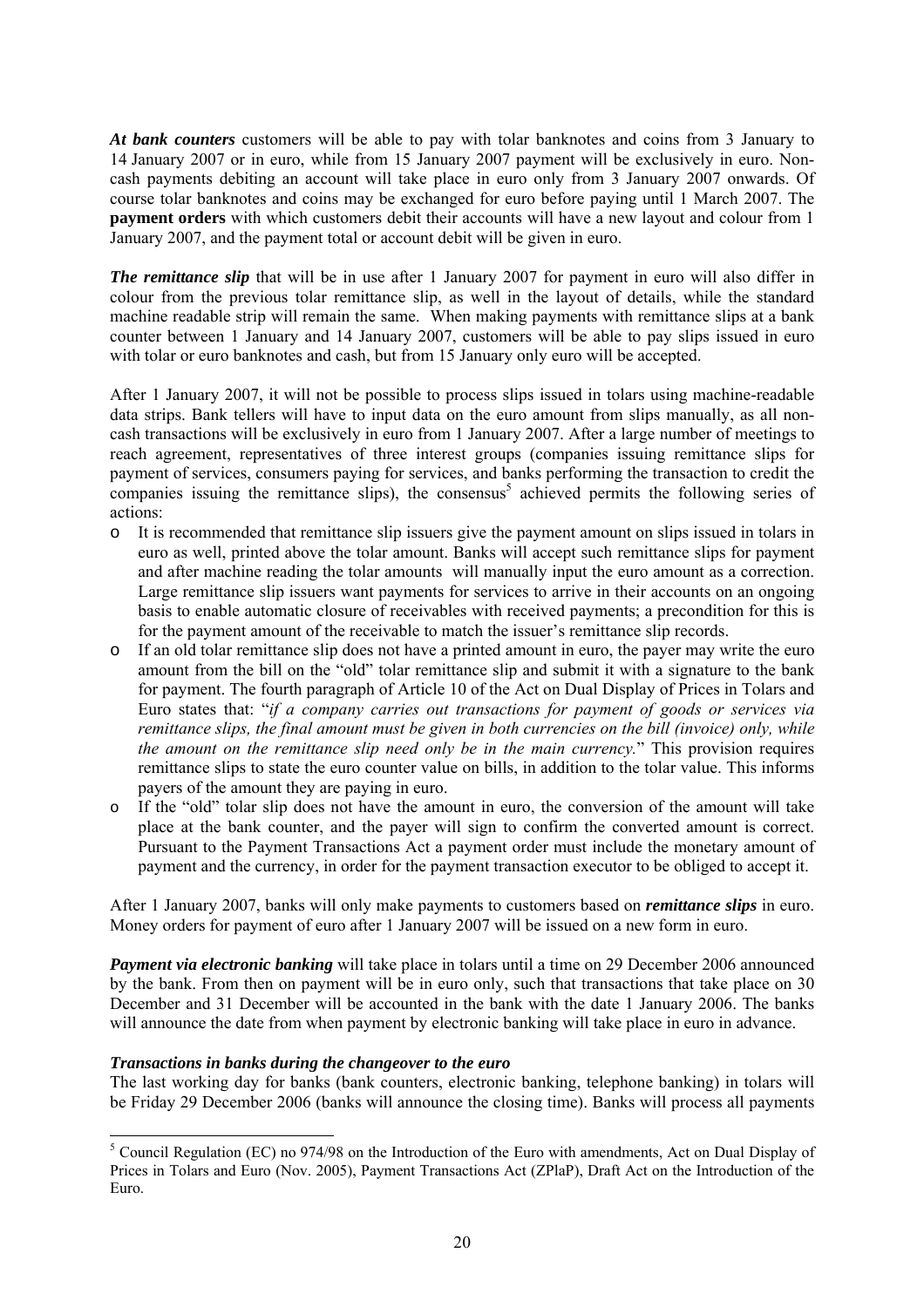***At bank counters*** customers will be able to pay with tolar banknotes and coins from 3 January to 14 January 2007 or in euro, while from 15 January 2007 payment will be exclusively in euro. Non-cash payments debiting an account will take place in euro only from 3 January 2007 onwards. Of course tolar banknotes and coins may be exchanged for euro before paying until 1 March 2007. The **payment orders** with which customers debit their accounts will have a new layout and colour from 1 January 2007, and the payment total or account debit will be given in euro.

***The remittance slip*** that will be in use after 1 January 2007 for payment in euro will also differ in colour from the previous tolar remittance slip, as well in the layout of details, while the standard machine readable strip will remain the same. When making payments with remittance slips at a bank counter between 1 January and 14 January 2007, customers will be able to pay slips issued in euro with tolar or euro banknotes and cash, but from 15 January only euro will be accepted.

After 1 January 2007, it will not be possible to process slips issued in tolars using machine-readable data strips. Bank tellers will have to input data on the euro amount from slips manually, as all non-cash transactions will be exclusively in euro from 1 January 2007. After a large number of meetings to reach agreement, representatives of three interest groups (companies issuing remittance slips for payment of services, consumers paying for services, and banks performing the transaction to credit the companies issuing the remittance slips), the consensus[5] achieved permits the following series of actions:

- It is recommended that remittance slip issuers give the payment amount on slips issued in tolars in euro as well, printed above the tolar amount. Banks will accept such remittance slips for payment and after machine reading the tolar amounts will manually input the euro amount as a correction. Large remittance slip issuers want payments for services to arrive in their accounts on an ongoing basis to enable automatic closure of receivables with received payments; a precondition for this is for the payment amount of the receivable to match the issuer's remittance slip records.
- If an old tolar remittance slip does not have a printed amount in euro, the payer may write the euro amount from the bill on the "old" tolar remittance slip and submit it with a signature to the bank for payment. The fourth paragraph of Article 10 of the Act on Dual Display of Prices in Tolars and Euro states that: "*if a company carries out transactions for payment of goods or services via remittance slips, the final amount must be given in both currencies on the bill (invoice) only, while the amount on the remittance slip need only be in the main currency.*" This provision requires remittance slips to state the euro counter value on bills, in addition to the tolar value. This informs payers of the amount they are paying in euro.
- If the "old" tolar slip does not have the amount in euro, the conversion of the amount will take place at the bank counter, and the payer will sign to confirm the converted amount is correct. Pursuant to the Payment Transactions Act a payment order must include the monetary amount of payment and the currency, in order for the payment transaction executor to be obliged to accept it.

After 1 January 2007, banks will only make payments to customers based on ***remittance slips*** in euro. Money orders for payment of euro after 1 January 2007 will be issued on a new form in euro.

***Payment via electronic banking*** will take place in tolars until a time on 29 December 2006 announced by the bank. From then on payment will be in euro only, such that transactions that take place on 30 December and 31 December will be accounted in the bank with the date 1 January 2006. The banks will announce the date from when payment by electronic banking will take place in euro in advance.

### *Transactions in banks during the changeover to the euro*

The last working day for banks (bank counters, electronic banking, telephone banking) in tolars will be Friday 29 December 2006 (banks will announce the closing time). Banks will process all payments

[5] Council Regulation (EC) no 974/98 on the Introduction of the Euro with amendments, Act on Dual Display of Prices in Tolars and Euro (Nov. 2005), Payment Transactions Act (ZPlaP), Draft Act on the Introduction of the Euro.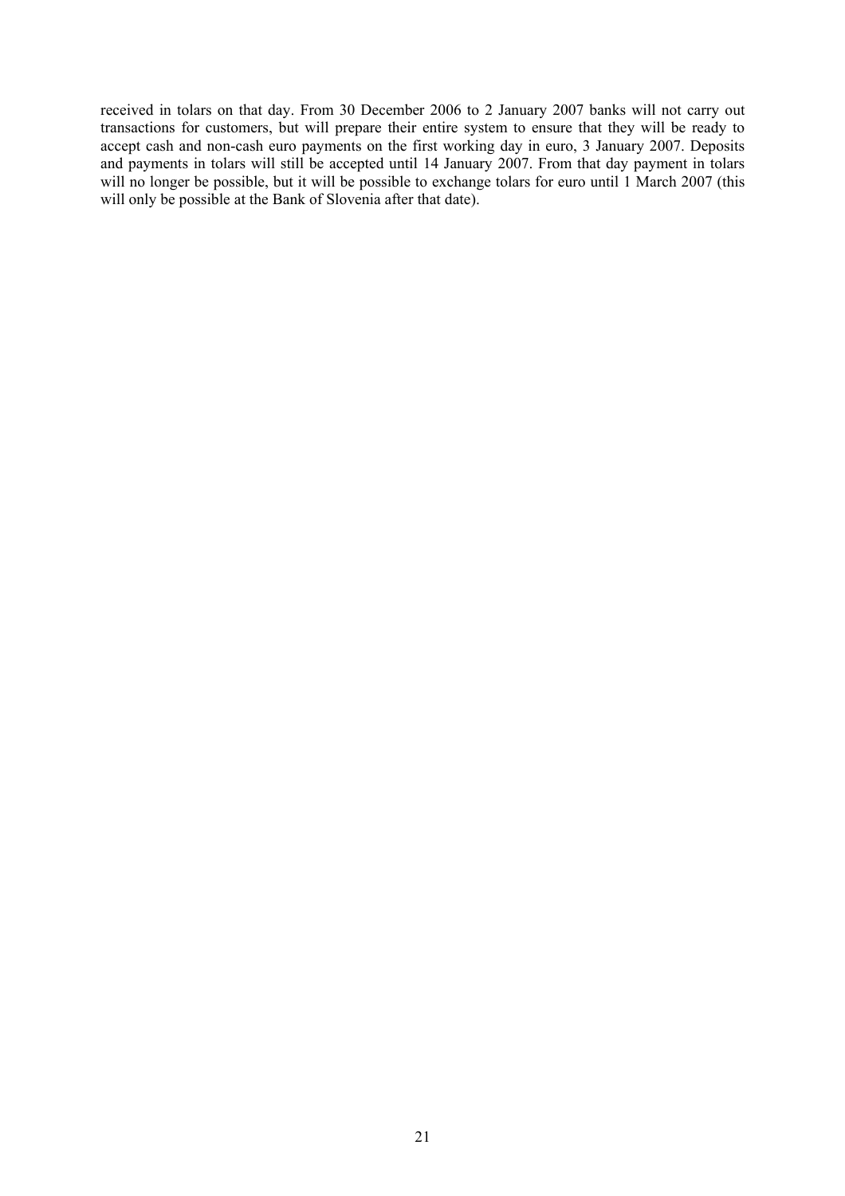received in tolars on that day. From 30 December 2006 to 2 January 2007 banks will not carry out transactions for customers, but will prepare their entire system to ensure that they will be ready to accept cash and non-cash euro payments on the first working day in euro, 3 January 2007. Deposits and payments in tolars will still be accepted until 14 January 2007. From that day payment in tolars will no longer be possible, but it will be possible to exchange tolars for euro until 1 March 2007 (this will only be possible at the Bank of Slovenia after that date).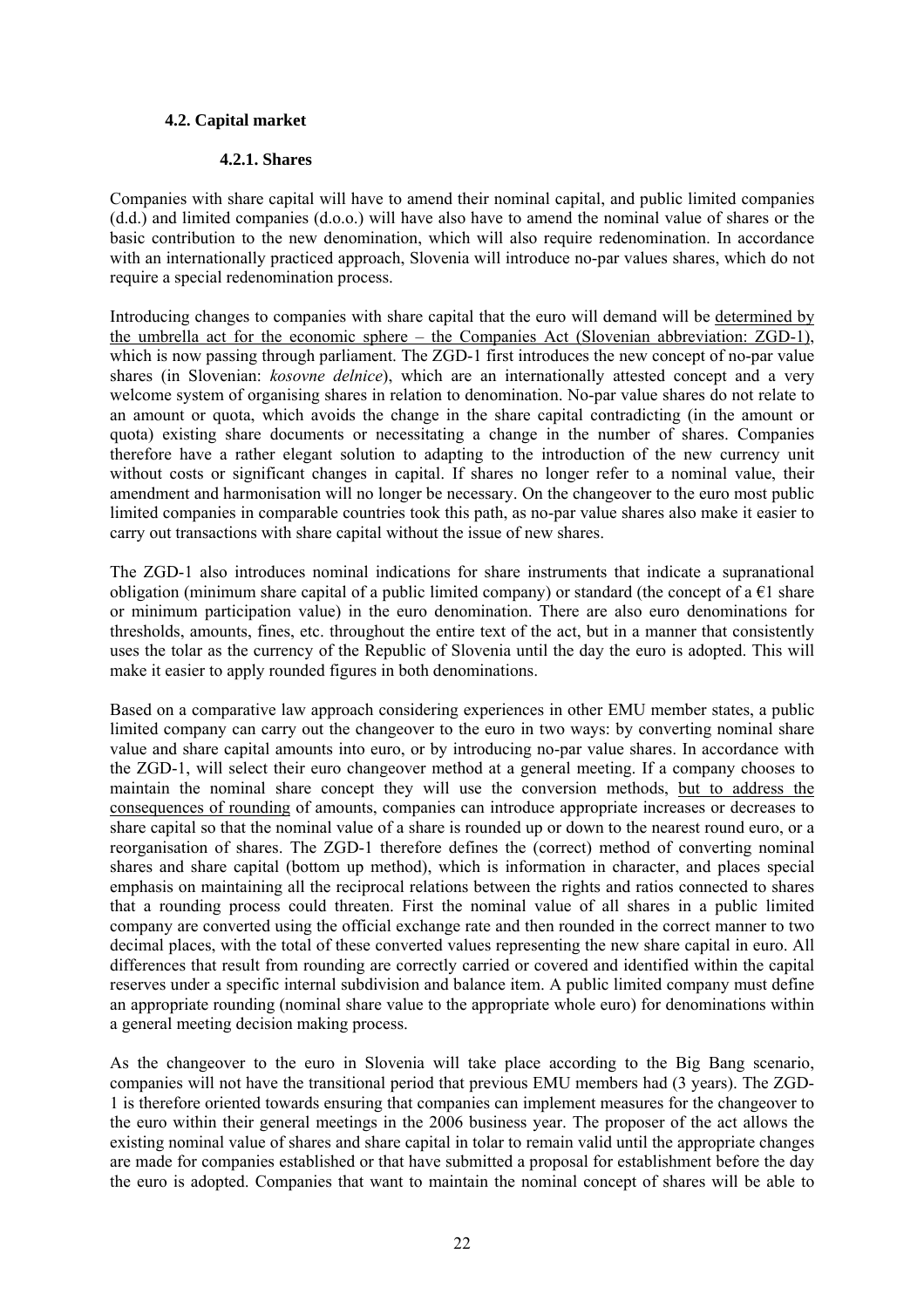### 4.2. Capital market

#### 4.2.1. Shares

Companies with share capital will have to amend their nominal capital, and public limited companies (d.d.) and limited companies (d.o.o.) will have also have to amend the nominal value of shares or the basic contribution to the new denomination, which will also require redenomination. In accordance with an internationally practiced approach, Slovenia will introduce no-par values shares, which do not require a special redenomination process.

Introducing changes to companies with share capital that the euro will demand will be determined by the umbrella act for the economic sphere – the Companies Act (Slovenian abbreviation: ZGD-1), which is now passing through parliament. The ZGD-1 first introduces the new concept of no-par value shares (in Slovenian: *kosovne delnice*), which are an internationally attested concept and a very welcome system of organising shares in relation to denomination. No-par value shares do not relate to an amount or quota, which avoids the change in the share capital contradicting (in the amount or quota) existing share documents or necessitating a change in the number of shares. Companies therefore have a rather elegant solution to adapting to the introduction of the new currency unit without costs or significant changes in capital. If shares no longer refer to a nominal value, their amendment and harmonisation will no longer be necessary. On the changeover to the euro most public limited companies in comparable countries took this path, as no-par value shares also make it easier to carry out transactions with share capital without the issue of new shares.

The ZGD-1 also introduces nominal indications for share instruments that indicate a supranational obligation (minimum share capital of a public limited company) or standard (the concept of a €1 share or minimum participation value) in the euro denomination. There are also euro denominations for thresholds, amounts, fines, etc. throughout the entire text of the act, but in a manner that consistently uses the tolar as the currency of the Republic of Slovenia until the day the euro is adopted. This will make it easier to apply rounded figures in both denominations.

Based on a comparative law approach considering experiences in other EMU member states, a public limited company can carry out the changeover to the euro in two ways: by converting nominal share value and share capital amounts into euro, or by introducing no-par value shares. In accordance with the ZGD-1, will select their euro changeover method at a general meeting. If a company chooses to maintain the nominal share concept they will use the conversion methods, but to address the consequences of rounding of amounts, companies can introduce appropriate increases or decreases to share capital so that the nominal value of a share is rounded up or down to the nearest round euro, or a reorganisation of shares. The ZGD-1 therefore defines the (correct) method of converting nominal shares and share capital (bottom up method), which is information in character, and places special emphasis on maintaining all the reciprocal relations between the rights and ratios connected to shares that a rounding process could threaten. First the nominal value of all shares in a public limited company are converted using the official exchange rate and then rounded in the correct manner to two decimal places, with the total of these converted values representing the new share capital in euro. All differences that result from rounding are correctly carried or covered and identified within the capital reserves under a specific internal subdivision and balance item. A public limited company must define an appropriate rounding (nominal share value to the appropriate whole euro) for denominations within a general meeting decision making process.

As the changeover to the euro in Slovenia will take place according to the Big Bang scenario, companies will not have the transitional period that previous EMU members had (3 years). The ZGD-1 is therefore oriented towards ensuring that companies can implement measures for the changeover to the euro within their general meetings in the 2006 business year. The proposer of the act allows the existing nominal value of shares and share capital in tolar to remain valid until the appropriate changes are made for companies established or that have submitted a proposal for establishment before the day the euro is adopted. Companies that want to maintain the nominal concept of shares will be able to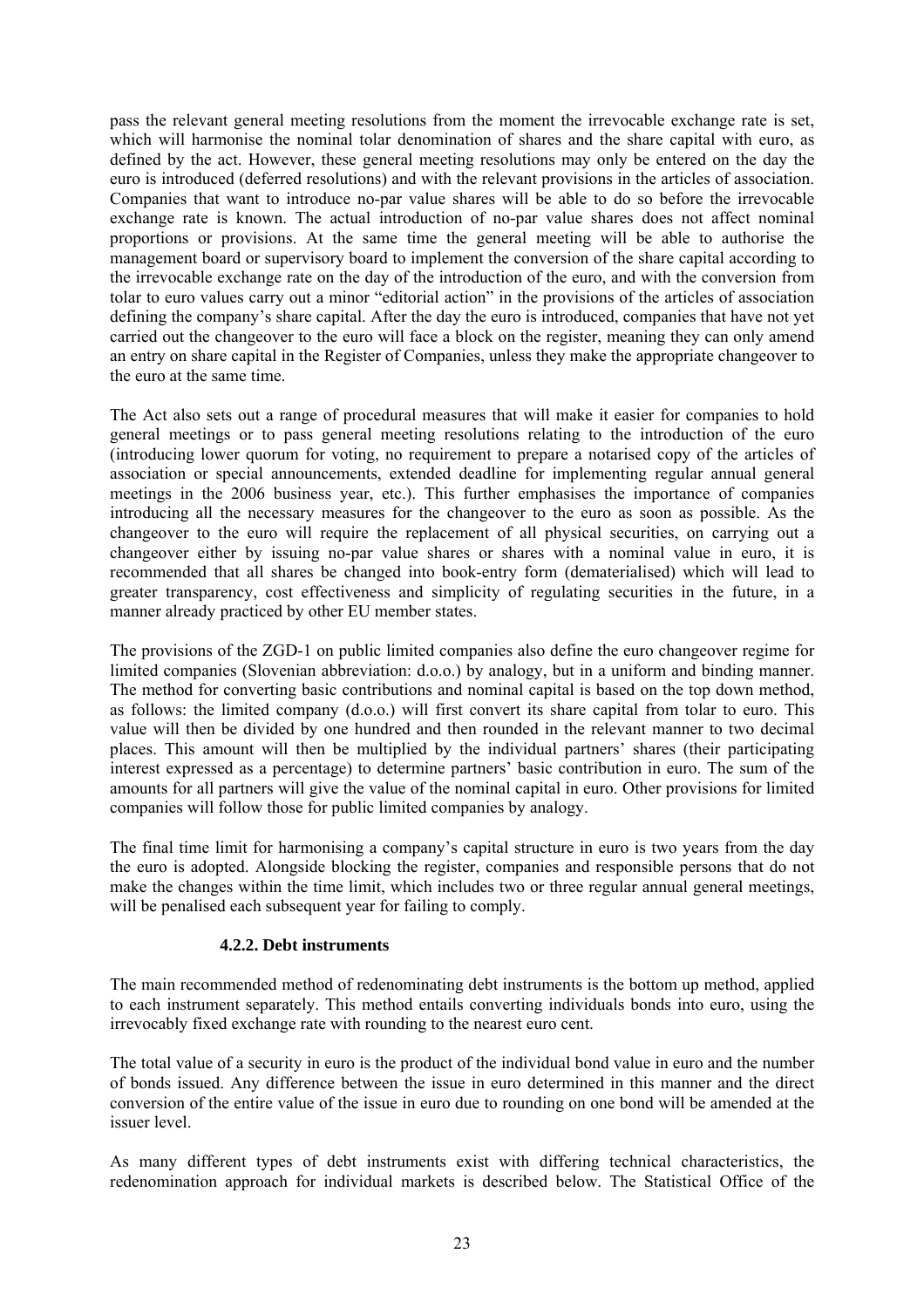pass the relevant general meeting resolutions from the moment the irrevocable exchange rate is set, which will harmonise the nominal tolar denomination of shares and the share capital with euro, as defined by the act. However, these general meeting resolutions may only be entered on the day the euro is introduced (deferred resolutions) and with the relevant provisions in the articles of association. Companies that want to introduce no-par value shares will be able to do so before the irrevocable exchange rate is known. The actual introduction of no-par value shares does not affect nominal proportions or provisions. At the same time the general meeting will be able to authorise the management board or supervisory board to implement the conversion of the share capital according to the irrevocable exchange rate on the day of the introduction of the euro, and with the conversion from tolar to euro values carry out a minor "editorial action" in the provisions of the articles of association defining the company's share capital. After the day the euro is introduced, companies that have not yet carried out the changeover to the euro will face a block on the register, meaning they can only amend an entry on share capital in the Register of Companies, unless they make the appropriate changeover to the euro at the same time.

The Act also sets out a range of procedural measures that will make it easier for companies to hold general meetings or to pass general meeting resolutions relating to the introduction of the euro (introducing lower quorum for voting, no requirement to prepare a notarised copy of the articles of association or special announcements, extended deadline for implementing regular annual general meetings in the 2006 business year, etc.). This further emphasises the importance of companies introducing all the necessary measures for the changeover to the euro as soon as possible. As the changeover to the euro will require the replacement of all physical securities, on carrying out a changeover either by issuing no-par value shares or shares with a nominal value in euro, it is recommended that all shares be changed into book-entry form (dematerialised) which will lead to greater transparency, cost effectiveness and simplicity of regulating securities in the future, in a manner already practiced by other EU member states.

The provisions of the ZGD-1 on public limited companies also define the euro changeover regime for limited companies (Slovenian abbreviation: d.o.o.) by analogy, but in a uniform and binding manner. The method for converting basic contributions and nominal capital is based on the top down method, as follows: the limited company (d.o.o.) will first convert its share capital from tolar to euro. This value will then be divided by one hundred and then rounded in the relevant manner to two decimal places. This amount will then be multiplied by the individual partners' shares (their participating interest expressed as a percentage) to determine partners' basic contribution in euro. The sum of the amounts for all partners will give the value of the nominal capital in euro. Other provisions for limited companies will follow those for public limited companies by analogy.

The final time limit for harmonising a company's capital structure in euro is two years from the day the euro is adopted. Alongside blocking the register, companies and responsible persons that do not make the changes within the time limit, which includes two or three regular annual general meetings, will be penalised each subsequent year for failing to comply.

#### 4.2.2. Debt instruments

The main recommended method of redenominating debt instruments is the bottom up method, applied to each instrument separately. This method entails converting individuals bonds into euro, using the irrevocably fixed exchange rate with rounding to the nearest euro cent.

The total value of a security in euro is the product of the individual bond value in euro and the number of bonds issued. Any difference between the issue in euro determined in this manner and the direct conversion of the entire value of the issue in euro due to rounding on one bond will be amended at the issuer level.

As many different types of debt instruments exist with differing technical characteristics, the redenomination approach for individual markets is described below. The Statistical Office of the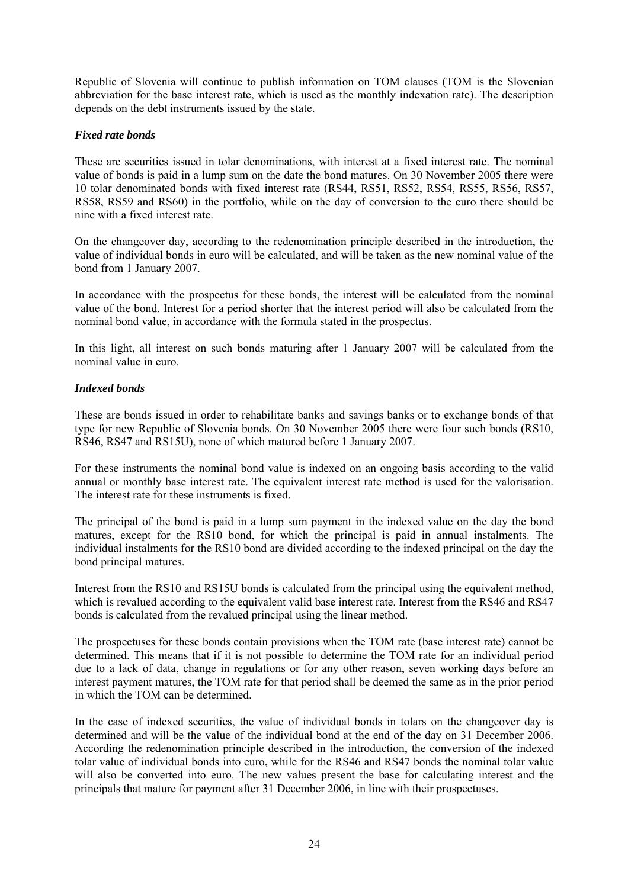Republic of Slovenia will continue to publish information on TOM clauses (TOM is the Slovenian abbreviation for the base interest rate, which is used as the monthly indexation rate). The description depends on the debt instruments issued by the state.

***Fixed rate bonds***

These are securities issued in tolar denominations, with interest at a fixed interest rate. The nominal value of bonds is paid in a lump sum on the date the bond matures. On 30 November 2005 there were 10 tolar denominated bonds with fixed interest rate (RS44, RS51, RS52, RS54, RS55, RS56, RS57, RS58, RS59 and RS60) in the portfolio, while on the day of conversion to the euro there should be nine with a fixed interest rate.

On the changeover day, according to the redenomination principle described in the introduction, the value of individual bonds in euro will be calculated, and will be taken as the new nominal value of the bond from 1 January 2007.

In accordance with the prospectus for these bonds, the interest will be calculated from the nominal value of the bond. Interest for a period shorter that the interest period will also be calculated from the nominal bond value, in accordance with the formula stated in the prospectus.

In this light, all interest on such bonds maturing after 1 January 2007 will be calculated from the nominal value in euro.

***Indexed bonds***

These are bonds issued in order to rehabilitate banks and savings banks or to exchange bonds of that type for new Republic of Slovenia bonds. On 30 November 2005 there were four such bonds (RS10, RS46, RS47 and RS15U), none of which matured before 1 January 2007.

For these instruments the nominal bond value is indexed on an ongoing basis according to the valid annual or monthly base interest rate. The equivalent interest rate method is used for the valorisation. The interest rate for these instruments is fixed.

The principal of the bond is paid in a lump sum payment in the indexed value on the day the bond matures, except for the RS10 bond, for which the principal is paid in annual instalments. The individual instalments for the RS10 bond are divided according to the indexed principal on the day the bond principal matures.

Interest from the RS10 and RS15U bonds is calculated from the principal using the equivalent method, which is revalued according to the equivalent valid base interest rate. Interest from the RS46 and RS47 bonds is calculated from the revalued principal using the linear method.

The prospectuses for these bonds contain provisions when the TOM rate (base interest rate) cannot be determined. This means that if it is not possible to determine the TOM rate for an individual period due to a lack of data, change in regulations or for any other reason, seven working days before an interest payment matures, the TOM rate for that period shall be deemed the same as in the prior period in which the TOM can be determined.

In the case of indexed securities, the value of individual bonds in tolars on the changeover day is determined and will be the value of the individual bond at the end of the day on 31 December 2006. According the redenomination principle described in the introduction, the conversion of the indexed tolar value of individual bonds into euro, while for the RS46 and RS47 bonds the nominal tolar value will also be converted into euro. The new values present the base for calculating interest and the principals that mature for payment after 31 December 2006, in line with their prospectuses.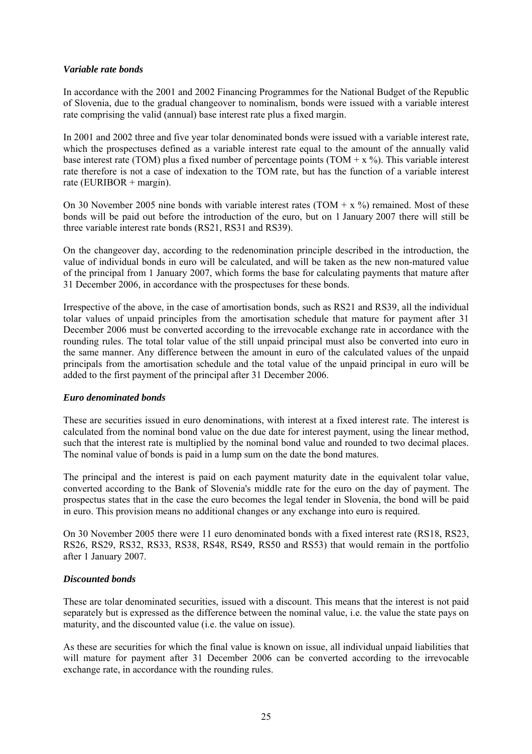***Variable rate bonds***

In accordance with the 2001 and 2002 Financing Programmes for the National Budget of the Republic of Slovenia, due to the gradual changeover to nominalism, bonds were issued with a variable interest rate comprising the valid (annual) base interest rate plus a fixed margin.

In 2001 and 2002 three and five year tolar denominated bonds were issued with a variable interest rate, which the prospectuses defined as a variable interest rate equal to the amount of the annually valid base interest rate (TOM) plus a fixed number of percentage points (TOM + x %). This variable interest rate therefore is not a case of indexation to the TOM rate, but has the function of a variable interest rate (EURIBOR + margin).

On 30 November 2005 nine bonds with variable interest rates (TOM + x %) remained. Most of these bonds will be paid out before the introduction of the euro, but on 1 January 2007 there will still be three variable interest rate bonds (RS21, RS31 and RS39).

On the changeover day, according to the redenomination principle described in the introduction, the value of individual bonds in euro will be calculated, and will be taken as the new non-matured value of the principal from 1 January 2007, which forms the base for calculating payments that mature after 31 December 2006, in accordance with the prospectuses for these bonds.

Irrespective of the above, in the case of amortisation bonds, such as RS21 and RS39, all the individual tolar values of unpaid principles from the amortisation schedule that mature for payment after 31 December 2006 must be converted according to the irrevocable exchange rate in accordance with the rounding rules. The total tolar value of the still unpaid principal must also be converted into euro in the same manner. Any difference between the amount in euro of the calculated values of the unpaid principals from the amortisation schedule and the total value of the unpaid principal in euro will be added to the first payment of the principal after 31 December 2006.

***Euro denominated bonds***

These are securities issued in euro denominations, with interest at a fixed interest rate. The interest is calculated from the nominal bond value on the due date for interest payment, using the linear method, such that the interest rate is multiplied by the nominal bond value and rounded to two decimal places. The nominal value of bonds is paid in a lump sum on the date the bond matures.

The principal and the interest is paid on each payment maturity date in the equivalent tolar value, converted according to the Bank of Slovenia's middle rate for the euro on the day of payment. The prospectus states that in the case the euro becomes the legal tender in Slovenia, the bond will be paid in euro. This provision means no additional changes or any exchange into euro is required.

On 30 November 2005 there were 11 euro denominated bonds with a fixed interest rate (RS18, RS23, RS26, RS29, RS32, RS33, RS38, RS48, RS49, RS50 and RS53) that would remain in the portfolio after 1 January 2007.

***Discounted bonds***

These are tolar denominated securities, issued with a discount. This means that the interest is not paid separately but is expressed as the difference between the nominal value, i.e. the value the state pays on maturity, and the discounted value (i.e. the value on issue).

As these are securities for which the final value is known on issue, all individual unpaid liabilities that will mature for payment after 31 December 2006 can be converted according to the irrevocable exchange rate, in accordance with the rounding rules.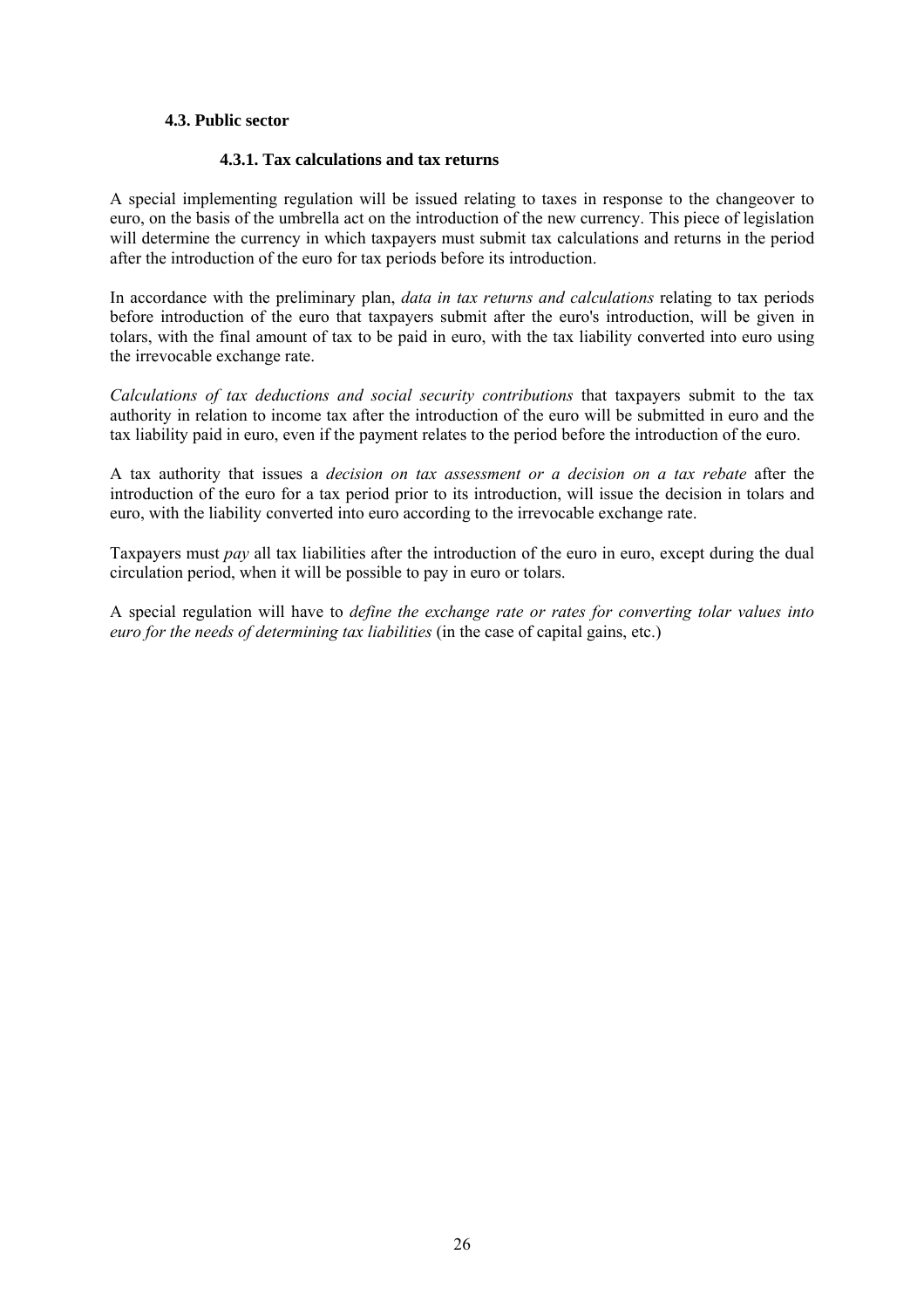### 4.3. Public sector

#### 4.3.1. Tax calculations and tax returns

A special implementing regulation will be issued relating to taxes in response to the changeover to euro, on the basis of the umbrella act on the introduction of the new currency. This piece of legislation will determine the currency in which taxpayers must submit tax calculations and returns in the period after the introduction of the euro for tax periods before its introduction.

In accordance with the preliminary plan, *data in tax returns and calculations* relating to tax periods before introduction of the euro that taxpayers submit after the euro's introduction, will be given in tolars, with the final amount of tax to be paid in euro, with the tax liability converted into euro using the irrevocable exchange rate.

*Calculations of tax deductions and social security contributions* that taxpayers submit to the tax authority in relation to income tax after the introduction of the euro will be submitted in euro and the tax liability paid in euro, even if the payment relates to the period before the introduction of the euro.

A tax authority that issues a *decision on tax assessment or a decision on a tax rebate* after the introduction of the euro for a tax period prior to its introduction, will issue the decision in tolars and euro, with the liability converted into euro according to the irrevocable exchange rate.

Taxpayers must *pay* all tax liabilities after the introduction of the euro in euro, except during the dual circulation period, when it will be possible to pay in euro or tolars.

A special regulation will have to *define the exchange rate or rates for converting tolar values into euro for the needs of determining tax liabilities* (in the case of capital gains, etc.)